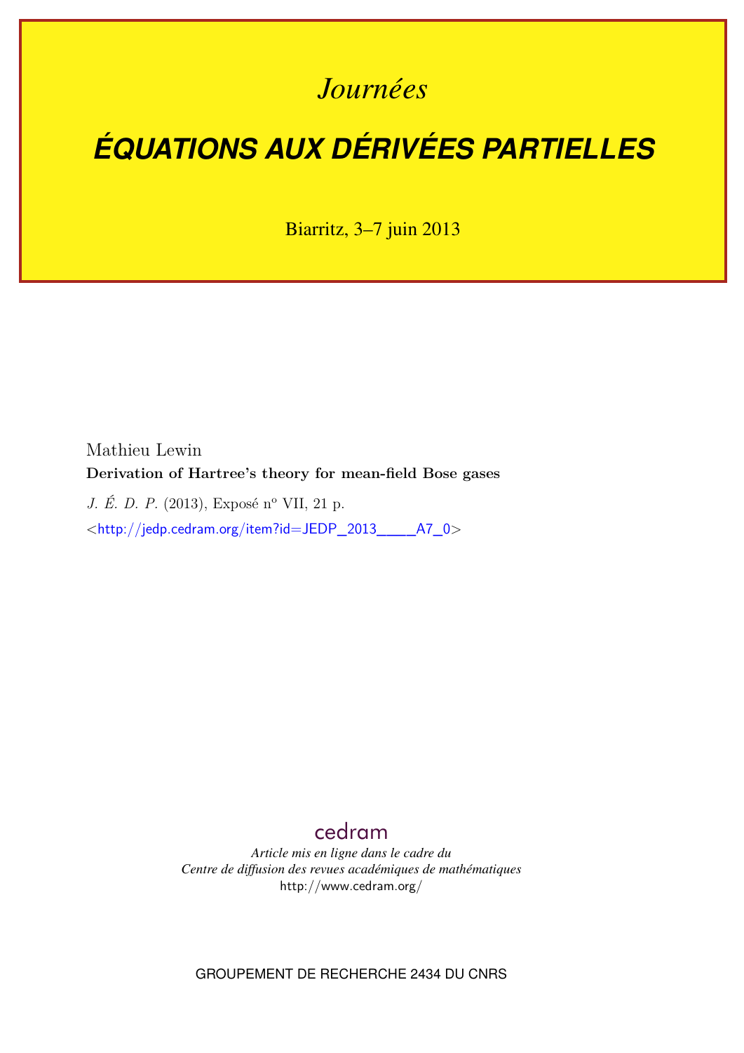*Journées*

# ÉQUATIONS AUX DÉRIVÉES PARTIELLES

Biarritz, 3–7 juin 2013

Mathieu Lewin

**Derivation of Hartree's theory for mean-field Bose gases**

*J. É. D. P.* (2013), Exposé n° VII, 21 p.

<http://jedp.cedram.org/item?id=JEDP_2013____A7_0>

cedram

*Article mis en ligne dans le cadre du*
*Centre de diffusion des revues académiques de mathématiques*
http://www.cedram.org/

GROUPEMENT DE RECHERCHE 2434 DU CNRS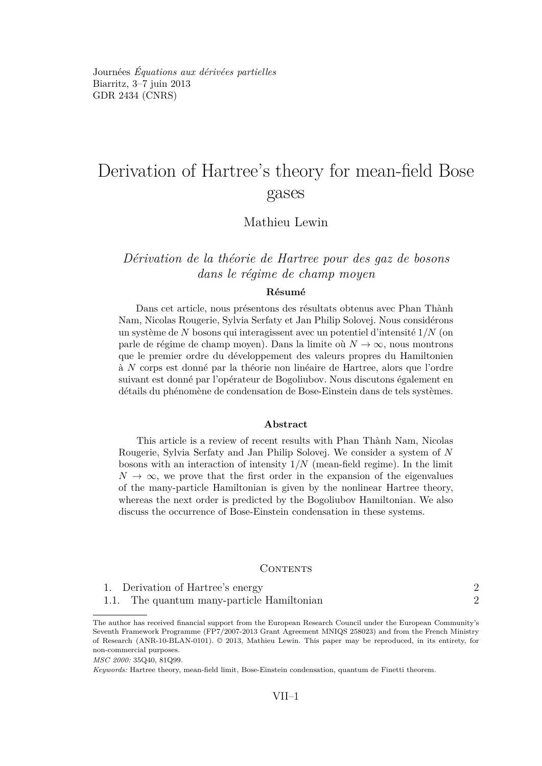Journées *Équations aux dérivées partielles*
Biarritz, 3–7 juin 2013
GDR 2434 (CNRS)

# Derivation of Hartree's theory for mean-field Bose gases

Mathieu Lewin

## *Dérivation de la théorie de Hartree pour des gaz de bosons dans le régime de champ moyen*

**Résumé**

Dans cet article, nous présentons des résultats obtenus avec Phan Thành Nam, Nicolas Rougerie, Sylvia Serfaty et Jan Philip Solovej. Nous considérons un système de $N$ bosons qui interagissent avec un potentiel d'intensité $1/N$ (on parle de régime de champ moyen). Dans la limite où $N \to \infty$, nous montrons que le premier ordre du développement des valeurs propres du Hamiltonien à $N$ corps est donné par la théorie non linéaire de Hartree, alors que l'ordre suivant est donné par l'opérateur de Bogoliubov. Nous discutons également en détails du phénomène de condensation de Bose-Einstein dans de tels systèmes.

**Abstract**

This article is a review of recent results with Phan Thành Nam, Nicolas Rougerie, Sylvia Serfaty and Jan Philip Solovej. We consider a system of $N$ bosons with an interaction of intensity $1/N$ (mean-field regime). In the limit $N \to \infty$, we prove that the first order in the expansion of the eigenvalues of the many-particle Hamiltonian is given by the nonlinear Hartree theory, whereas the next order is predicted by the Bogoliubov Hamiltonian. We also discuss the occurrence of Bose-Einstein condensation in these systems.

CONTENTS

1. Derivation of Hartree's energy 2
1.1. The quantum many-particle Hamiltonian 2

The author has received financial support from the European Research Council under the European Community's Seventh Framework Programme (FP7/2007-2013 Grant Agreement MNIQS 258023) and from the French Ministry of Research (ANR-10-BLAN-0101). © 2013, Mathieu Lewin. This paper may be reproduced, in its entirety, for non-commercial purposes.

*MSC 2000:* 35Q40, 81Q99.

*Keywords:* Hartree theory, mean-field limit, Bose-Einstein condensation, quantum de Finetti theorem.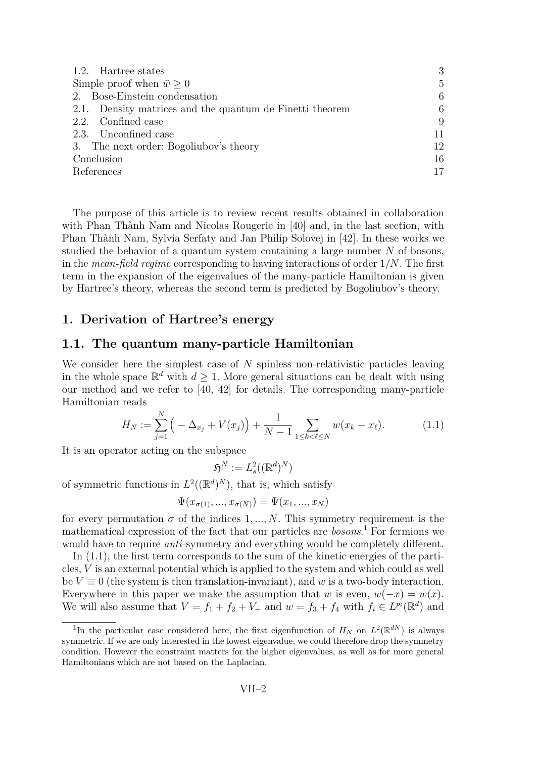1.2. Hartree states 3
Simple proof when $\widehat{w} \geq 0$ 5
2. Bose-Einstein condensation 6
2.1. Density matrices and the quantum de Finetti theorem 6
2.2. Confined case 9
2.3. Unconfined case 11
3. The next order: Bogoliubov's theory 12
Conclusion 16
References 17

The purpose of this article is to review recent results obtained in collaboration with Phan Thành Nam and Nicolas Rougerie in [40] and, in the last section, with Phan Thành Nam, Sylvia Serfaty and Jan Philip Solovej in [42]. In these works we studied the behavior of a quantum system containing a large number $N$ of bosons, in the *mean-field regime* corresponding to having interactions of order $1/N$. The first term in the expansion of the eigenvalues of the many-particle Hamiltonian is given by Hartree's theory, whereas the second term is predicted by Bogoliubov's theory.

## 1. Derivation of Hartree's energy

### 1.1. The quantum many-particle Hamiltonian

We consider here the simplest case of $N$ spinless non-relativistic particles leaving in the whole space $\mathbb{R}^d$ with $d \geq 1$. More general situations can be dealt with using our method and we refer to [40, 42] for details. The corresponding many-particle Hamiltonian reads

$$H_N := \sum_{j=1}^{N} \Big( -\Delta_{x_j} + V(x_j) \Big) + \frac{1}{N-1} \sum_{1 \leq k < \ell \leq N} w(x_k - x_\ell). \tag{1.1}$$

It is an operator acting on the subspace

$$\mathfrak{H}^N := L^2_s((\mathbb{R}^d)^N)$$

of symmetric functions in $L^2((\mathbb{R}^d)^N)$, that is, which satisfy

$$\Psi(x_{\sigma(1)}, ..., x_{\sigma(N)}) = \Psi(x_1, ..., x_N)$$

for every permutation $\sigma$ of the indices $1, ..., N$. This symmetry requirement is the mathematical expression of the fact that our particles are *bosons*.[1] For fermions we would have to require *anti*-symmetry and everything would be completely different.

In (1.1), the first term corresponds to the sum of the kinetic energies of the particles, $V$ is an external potential which is applied to the system and which could as well be $V \equiv 0$ (the system is then translation-invariant), and $w$ is a two-body interaction. Everywhere in this paper we make the assumption that $w$ is even, $w(-x) = w(x)$. We will also assume that $V = f_1 + f_2 + V_+$ and $w = f_3 + f_4$ with $f_i \in L^{p_i}(\mathbb{R}^d)$ and

[1] In the particular case considered here, the first eigenfunction of $H_N$ on $L^2(\mathbb{R}^{dN})$ is always symmetric. If we are only interested in the lowest eigenvalue, we could therefore drop the symmetry condition. However the constraint matters for the higher eigenvalues, as well as for more general Hamiltonians which are not based on the Laplacian.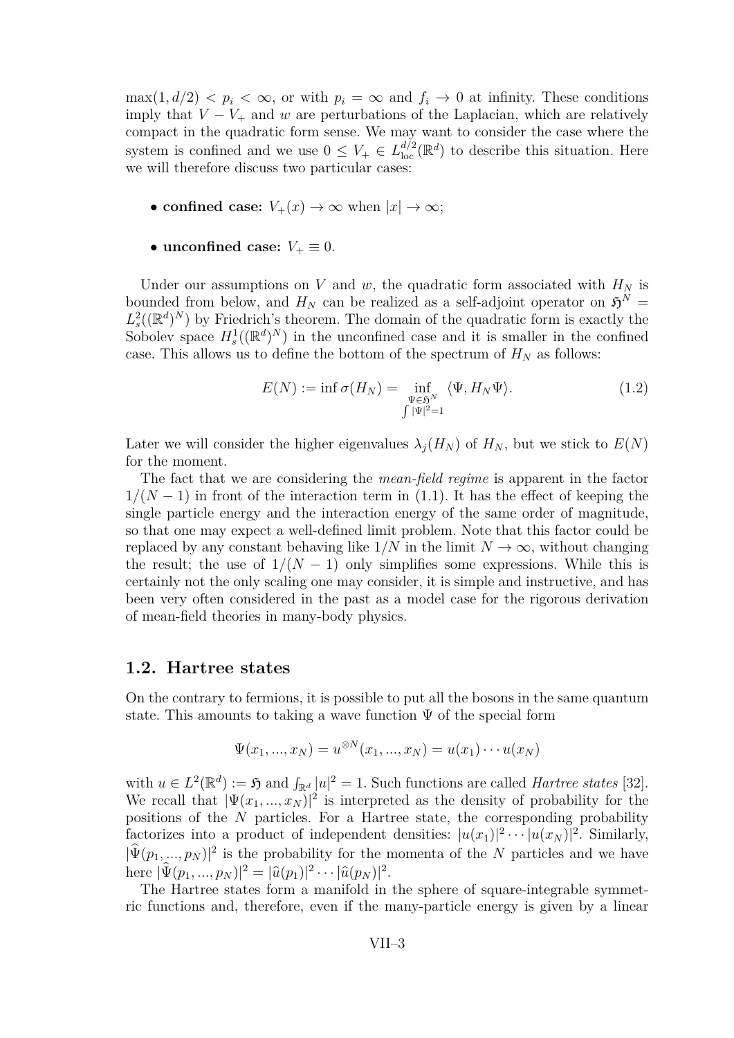$\max(1, d/2) < p_i < \infty$, or with $p_i = \infty$ and $f_i \to 0$ at infinity. These conditions imply that $V - V_+$ and $w$ are perturbations of the Laplacian, which are relatively compact in the quadratic form sense. We may want to consider the case where the system is confined and we use $0 \leq V_+ \in L^{d/2}_{\rm loc}(\mathbb{R}^d)$ to describe this situation. Here we will therefore discuss two particular cases:

- **confined case:** $V_+(x) \to \infty$ when $|x| \to \infty$;
- **unconfined case:** $V_+ \equiv 0$.

Under our assumptions on $V$ and $w$, the quadratic form associated with $H_N$ is bounded from below, and $H_N$ can be realized as a self-adjoint operator on $\mathfrak{H}^N = L^2_s((\mathbb{R}^d)^N)$ by Friedrich's theorem. The domain of the quadratic form is exactly the Sobolev space $H^1_s((\mathbb{R}^d)^N)$ in the unconfined case and it is smaller in the confined case. This allows us to define the bottom of the spectrum of $H_N$ as follows:

$$E(N) := \inf \sigma(H_N) = \inf_{\substack{\Psi \in \mathfrak{H}^N \\ \int |\Psi|^2 = 1}} \langle \Psi, H_N \Psi \rangle. \tag{1.2}$$

Later we will consider the higher eigenvalues $\lambda_j(H_N)$ of $H_N$, but we stick to $E(N)$ for the moment.

The fact that we are considering the *mean-field regime* is apparent in the factor $1/(N-1)$ in front of the interaction term in (1.1). It has the effect of keeping the single particle energy and the interaction energy of the same order of magnitude, so that one may expect a well-defined limit problem. Note that this factor could be replaced by any constant behaving like $1/N$ in the limit $N \to \infty$, without changing the result; the use of $1/(N-1)$ only simplifies some expressions. While this is certainly not the only scaling one may consider, it is simple and instructive, and has been very often considered in the past as a model case for the rigorous derivation of mean-field theories in many-body physics.

## 1.2. Hartree states

On the contrary to fermions, it is possible to put all the bosons in the same quantum state. This amounts to taking a wave function $\Psi$ of the special form

$$\Psi(x_1, ..., x_N) = u^{\otimes N}(x_1, ..., x_N) = u(x_1) \cdots u(x_N)$$

with $u \in L^2(\mathbb{R}^d) := \mathfrak{H}$ and $\int_{\mathbb{R}^d} |u|^2 = 1$. Such functions are called *Hartree states* [32]. We recall that $|\Psi(x_1, ..., x_N)|^2$ is interpreted as the density of probability for the positions of the $N$ particles. For a Hartree state, the corresponding probability factorizes into a product of independent densities: $|u(x_1)|^2 \cdots |u(x_N)|^2$. Similarly, $|\widehat{\Psi}(p_1, ..., p_N)|^2$ is the probability for the momenta of the $N$ particles and we have here $|\widehat{\Psi}(p_1, ..., p_N)|^2 = |\widehat{u}(p_1)|^2 \cdots |\widehat{u}(p_N)|^2$.

The Hartree states form a manifold in the sphere of square-integrable symmetric functions and, therefore, even if the many-particle energy is given by a linear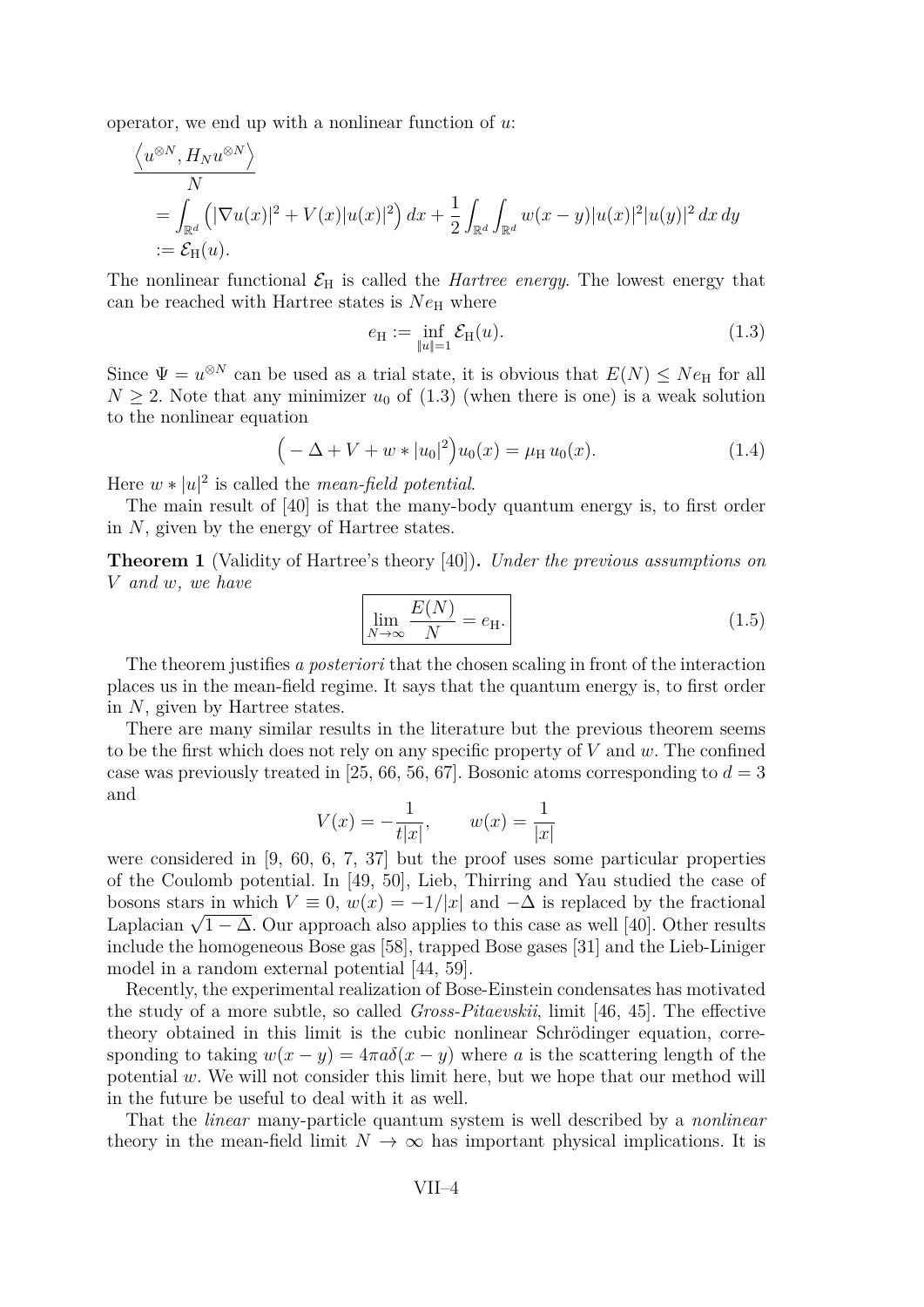operator, we end up with a nonlinear function of $u$:

$$
\begin{aligned}
&\frac{\left\langle u^{\otimes N}, H_N u^{\otimes N}\right\rangle}{N} \\
&= \int_{\mathbb{R}^d} \left(|\nabla u(x)|^2 + V(x)|u(x)|^2\right) dx + \frac{1}{2}\int_{\mathbb{R}^d}\int_{\mathbb{R}^d} w(x-y)|u(x)|^2|u(y)|^2\, dx\, dy \\
&:= \mathcal{E}_{\rm H}(u).
\end{aligned}
$$

The nonlinear functional $\mathcal{E}_{\rm H}$ is called the *Hartree energy*. The lowest energy that can be reached with Hartree states is $Ne_{\rm H}$ where

$$
e_{\rm H} := \inf_{\|u\|=1} \mathcal{E}_{\rm H}(u). \tag{1.3}
$$

Since $\Psi = u^{\otimes N}$ can be used as a trial state, it is obvious that $E(N) \leq Ne_{\rm H}$ for all $N \geq 2$. Note that any minimizer $u_0$ of (1.3) (when there is one) is a weak solution to the nonlinear equation

$$
\Big(-\Delta + V + w * |u_0|^2\Big)u_0(x) = \mu_{\rm H}\, u_0(x). \tag{1.4}
$$

Here $w * |u|^2$ is called the *mean-field potential*.

The main result of [40] is that the many-body quantum energy is, to first order in $N$, given by the energy of Hartree states.

**Theorem 1** (Validity of Hartree's theory [40])**.** *Under the previous assumptions on $V$ and $w$, we have*

$$
\boxed{\lim_{N\to\infty} \frac{E(N)}{N} = e_{\rm H}.} \tag{1.5}
$$

The theorem justifies *a posteriori* that the chosen scaling in front of the interaction places us in the mean-field regime. It says that the quantum energy is, to first order in $N$, given by Hartree states.

There are many similar results in the literature but the previous theorem seems to be the first which does not rely on any specific property of $V$ and $w$. The confined case was previously treated in [25, 66, 56, 67]. Bosonic atoms corresponding to $d = 3$ and

$$
V(x) = -\frac{1}{t|x|}, \qquad w(x) = \frac{1}{|x|}
$$

were considered in [9, 60, 6, 7, 37] but the proof uses some particular properties of the Coulomb potential. In [49, 50], Lieb, Thirring and Yau studied the case of bosons stars in which $V \equiv 0$, $w(x) = -1/|x|$ and $-\Delta$ is replaced by the fractional Laplacian $\sqrt{1-\Delta}$. Our approach also applies to this case as well [40]. Other results include the homogeneous Bose gas [58], trapped Bose gases [31] and the Lieb-Liniger model in a random external potential [44, 59].

Recently, the experimental realization of Bose-Einstein condensates has motivated the study of a more subtle, so called *Gross-Pitaevskii*, limit [46, 45]. The effective theory obtained in this limit is the cubic nonlinear Schrödinger equation, corresponding to taking $w(x-y) = 4\pi a\delta(x-y)$ where $a$ is the scattering length of the potential $w$. We will not consider this limit here, but we hope that our method will in the future be useful to deal with it as well.

That the *linear* many-particle quantum system is well described by a *nonlinear* theory in the mean-field limit $N \to \infty$ has important physical implications. It is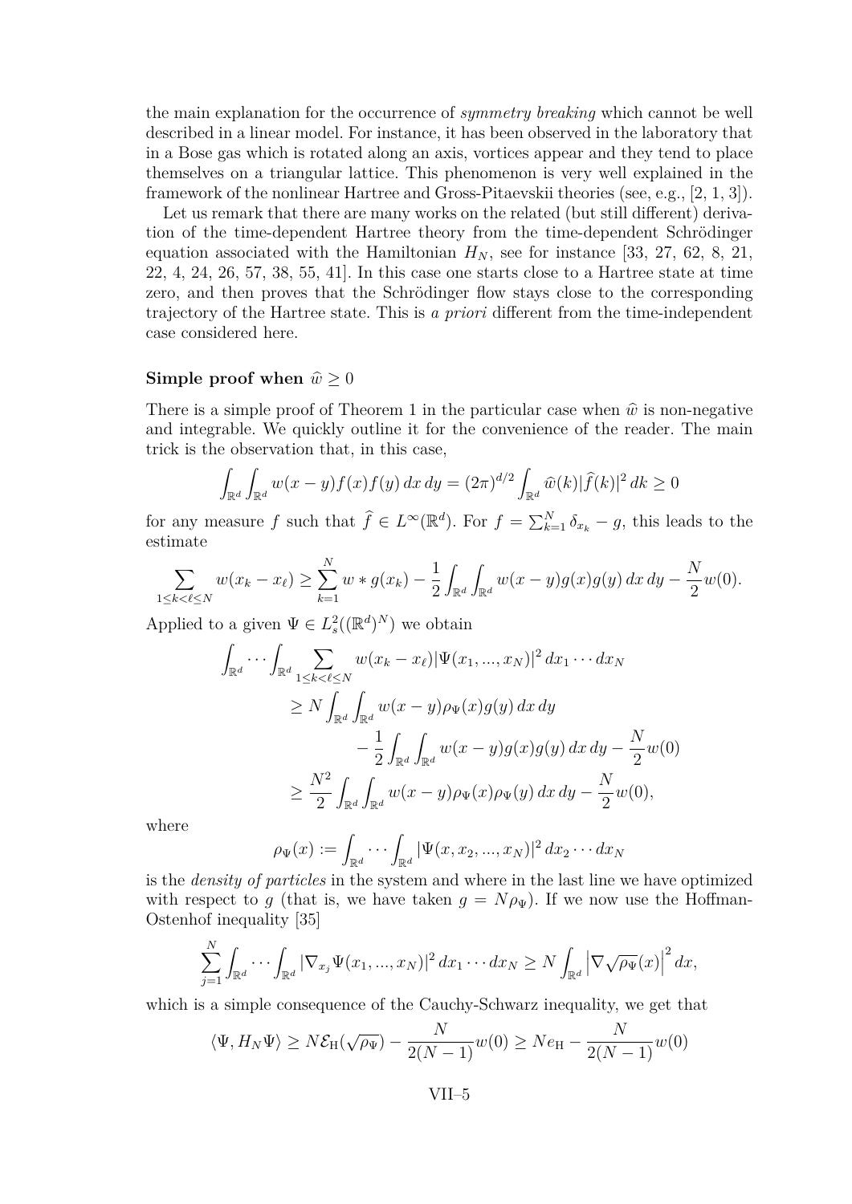the main explanation for the occurrence of *symmetry breaking* which cannot be well described in a linear model. For instance, it has been observed in the laboratory that in a Bose gas which is rotated along an axis, vortices appear and they tend to place themselves on a triangular lattice. This phenomenon is very well explained in the framework of the nonlinear Hartree and Gross-Pitaevskii theories (see, e.g., [2, 1, 3]).

Let us remark that there are many works on the related (but still different) derivation of the time-dependent Hartree theory from the time-dependent Schrödinger equation associated with the Hamiltonian $H_N$, see for instance [33, 27, 62, 8, 21, 22, 4, 24, 26, 57, 38, 55, 41]. In this case one starts close to a Hartree state at time zero, and then proves that the Schrödinger flow stays close to the corresponding trajectory of the Hartree state. This is *a priori* different from the time-independent case considered here.

### Simple proof when $\widehat{w} \geq 0$

There is a simple proof of Theorem 1 in the particular case when $\widehat{w}$ is non-negative and integrable. We quickly outline it for the convenience of the reader. The main trick is the observation that, in this case,

$$\int_{\mathbb{R}^d}\int_{\mathbb{R}^d} w(x-y)f(x)f(y)\,dx\,dy = (2\pi)^{d/2}\int_{\mathbb{R}^d}\widehat{w}(k)|\widehat{f}(k)|^2\,dk \geq 0$$

for any measure $f$ such that $\widehat{f} \in L^\infty(\mathbb{R}^d)$. For $f = \sum_{k=1}^N \delta_{x_k} - g$, this leads to the estimate

$$\sum_{1\leq k<\ell\leq N} w(x_k - x_\ell) \geq \sum_{k=1}^N w*g(x_k) - \frac{1}{2}\int_{\mathbb{R}^d}\int_{\mathbb{R}^d} w(x-y)g(x)g(y)\,dx\,dy - \frac{N}{2}w(0).$$

Applied to a given $\Psi \in L^2_s((\mathbb{R}^d)^N)$ we obtain

$$\begin{aligned}
\int_{\mathbb{R}^d}\cdots\int_{\mathbb{R}^d} &\sum_{1\leq k<\ell\leq N} w(x_k-x_\ell)|\Psi(x_1,...,x_N)|^2\,dx_1\cdots dx_N \\
&\geq N\int_{\mathbb{R}^d}\int_{\mathbb{R}^d} w(x-y)\rho_\Psi(x)g(y)\,dx\,dy \\
&\qquad - \frac{1}{2}\int_{\mathbb{R}^d}\int_{\mathbb{R}^d} w(x-y)g(x)g(y)\,dx\,dy - \frac{N}{2}w(0) \\
&\geq \frac{N^2}{2}\int_{\mathbb{R}^d}\int_{\mathbb{R}^d} w(x-y)\rho_\Psi(x)\rho_\Psi(y)\,dx\,dy - \frac{N}{2}w(0),
\end{aligned}$$

where

$$\rho_\Psi(x) := \int_{\mathbb{R}^d}\cdots\int_{\mathbb{R}^d}|\Psi(x,x_2,...,x_N)|^2\,dx_2\cdots dx_N$$

is the *density of particles* in the system and where in the last line we have optimized with respect to $g$ (that is, we have taken $g = N\rho_\Psi$). If we now use the Hoffman-Ostenhof inequality [35]

$$\sum_{j=1}^N\int_{\mathbb{R}^d}\cdots\int_{\mathbb{R}^d}|\nabla_{x_j}\Psi(x_1,...,x_N)|^2\,dx_1\cdots dx_N \geq N\int_{\mathbb{R}^d}\left|\nabla\sqrt{\rho_\Psi}(x)\right|^2dx,$$

which is a simple consequence of the Cauchy-Schwarz inequality, we get that

$$\langle\Psi, H_N\Psi\rangle \geq N\mathcal{E}_{\rm H}(\sqrt{\rho_\Psi}) - \frac{N}{2(N-1)}w(0) \geq Ne_{\rm H} - \frac{N}{2(N-1)}w(0)$$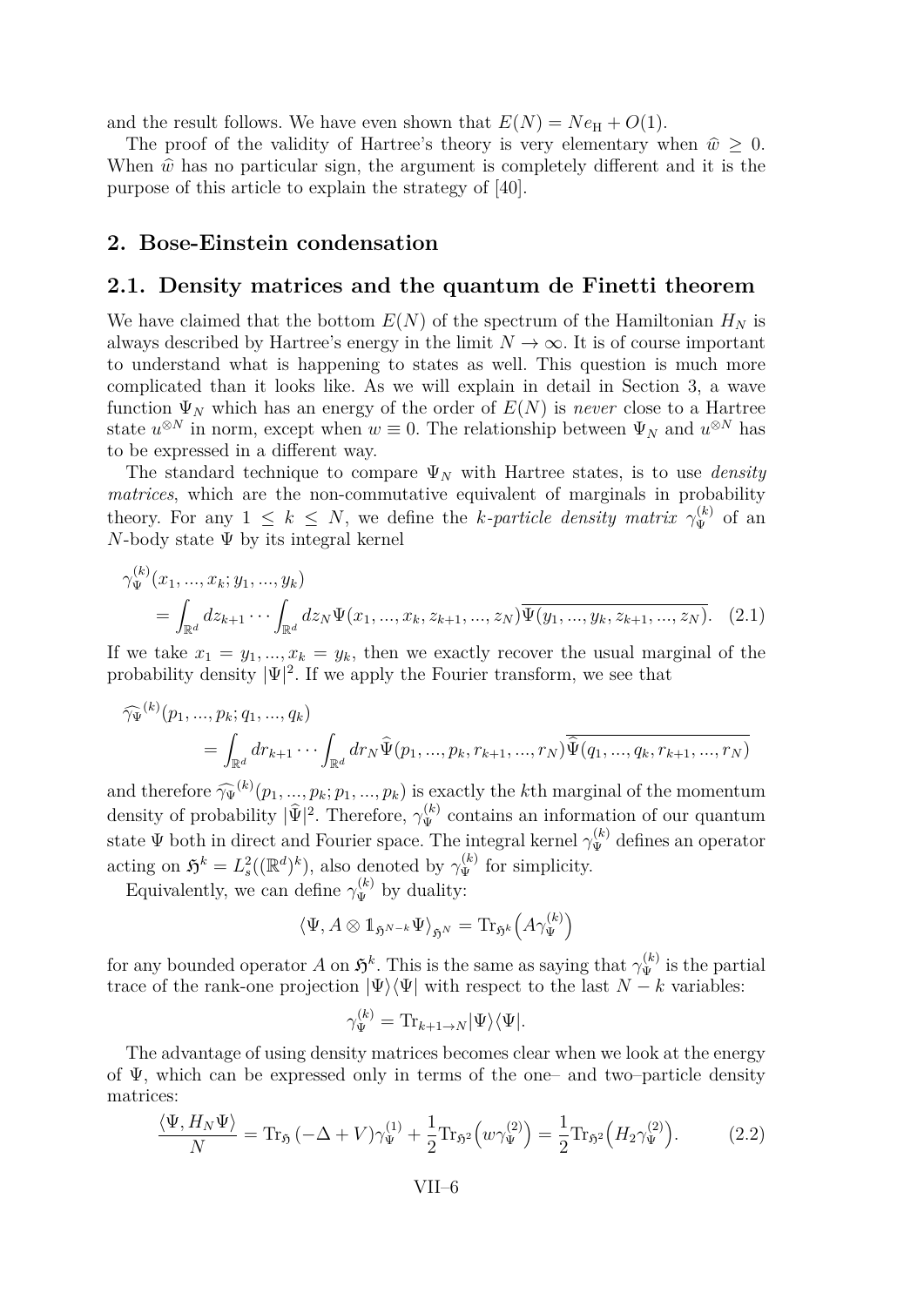and the result follows. We have even shown that $E(N) = Ne_{\rm H} + O(1)$.

The proof of the validity of Hartree's theory is very elementary when $\widehat{w} \geq 0$. When $\widehat{w}$ has no particular sign, the argument is completely different and it is the purpose of this article to explain the strategy of [40].

## 2. Bose-Einstein condensation

### 2.1. Density matrices and the quantum de Finetti theorem

We have claimed that the bottom $E(N)$ of the spectrum of the Hamiltonian $H_N$ is always described by Hartree's energy in the limit $N \to \infty$. It is of course important to understand what is happening to states as well. This question is much more complicated than it looks like. As we will explain in detail in Section 3, a wave function $\Psi_N$ which has an energy of the order of $E(N)$ is *never* close to a Hartree state $u^{\otimes N}$ in norm, except when $w \equiv 0$. The relationship between $\Psi_N$ and $u^{\otimes N}$ has to be expressed in a different way.

The standard technique to compare $\Psi_N$ with Hartree states, is to use *density matrices*, which are the non-commutative equivalent of marginals in probability theory. For any $1 \leq k \leq N$, we define the *k-particle density matrix* $\gamma_\Psi^{(k)}$ of an $N$-body state $\Psi$ by its integral kernel

$$\gamma_\Psi^{(k)}(x_1, ..., x_k; y_1, ..., y_k) \\ = \int_{\mathbb{R}^d} dz_{k+1} \cdots \int_{\mathbb{R}^d} dz_N \Psi(x_1, ..., x_k, z_{k+1}, ..., z_N) \overline{\Psi(y_1, ..., y_k, z_{k+1}, ..., z_N)}. \quad (2.1)$$

If we take $x_1 = y_1, ..., x_k = y_k$, then we exactly recover the usual marginal of the probability density $|\Psi|^2$. If we apply the Fourier transform, we see that

$$\widehat{\gamma_\Psi}^{(k)}(p_1, ..., p_k; q_1, ..., q_k) \\ = \int_{\mathbb{R}^d} dr_{k+1} \cdots \int_{\mathbb{R}^d} dr_N \widehat{\Psi}(p_1, ..., p_k, r_{k+1}, ..., r_N) \overline{\widehat{\Psi}(q_1, ..., q_k, r_{k+1}, ..., r_N)}$$

and therefore $\widehat{\gamma_\Psi}^{(k)}(p_1, ..., p_k; p_1, ..., p_k)$ is exactly the $k$th marginal of the momentum density of probability $|\widehat{\Psi}|^2$. Therefore, $\gamma_\Psi^{(k)}$ contains an information of our quantum state $\Psi$ both in direct and Fourier space. The integral kernel $\gamma_\Psi^{(k)}$ defines an operator acting on $\mathfrak{H}^k = L^2_s((\mathbb{R}^d)^k)$, also denoted by $\gamma_\Psi^{(k)}$ for simplicity.

Equivalently, we can define $\gamma_\Psi^{(k)}$ by duality:

$$\langle \Psi, A \otimes \mathbb{1}_{\mathfrak{H}^{N-k}} \Psi \rangle_{\mathfrak{H}^N} = \operatorname{Tr}_{\mathfrak{H}^k}\Big( A \gamma_\Psi^{(k)} \Big)$$

for any bounded operator $A$ on $\mathfrak{H}^k$. This is the same as saying that $\gamma_\Psi^{(k)}$ is the partial trace of the rank-one projection $|\Psi\rangle\langle\Psi|$ with respect to the last $N-k$ variables:

$$\gamma_\Psi^{(k)} = \operatorname{Tr}_{k+1 \to N} |\Psi\rangle\langle\Psi|.$$

The advantage of using density matrices becomes clear when we look at the energy of $\Psi$, which can be expressed only in terms of the one– and two–particle density matrices:

$$\frac{\langle \Psi, H_N \Psi \rangle}{N} = \operatorname{Tr}_{\mathfrak{H}}(-\Delta + V)\gamma_\Psi^{(1)} + \frac{1}{2}\operatorname{Tr}_{\mathfrak{H}^2}\Big( w \gamma_\Psi^{(2)} \Big) = \frac{1}{2}\operatorname{Tr}_{\mathfrak{H}^2}\Big( H_2 \gamma_\Psi^{(2)} \Big). \quad (2.2)$$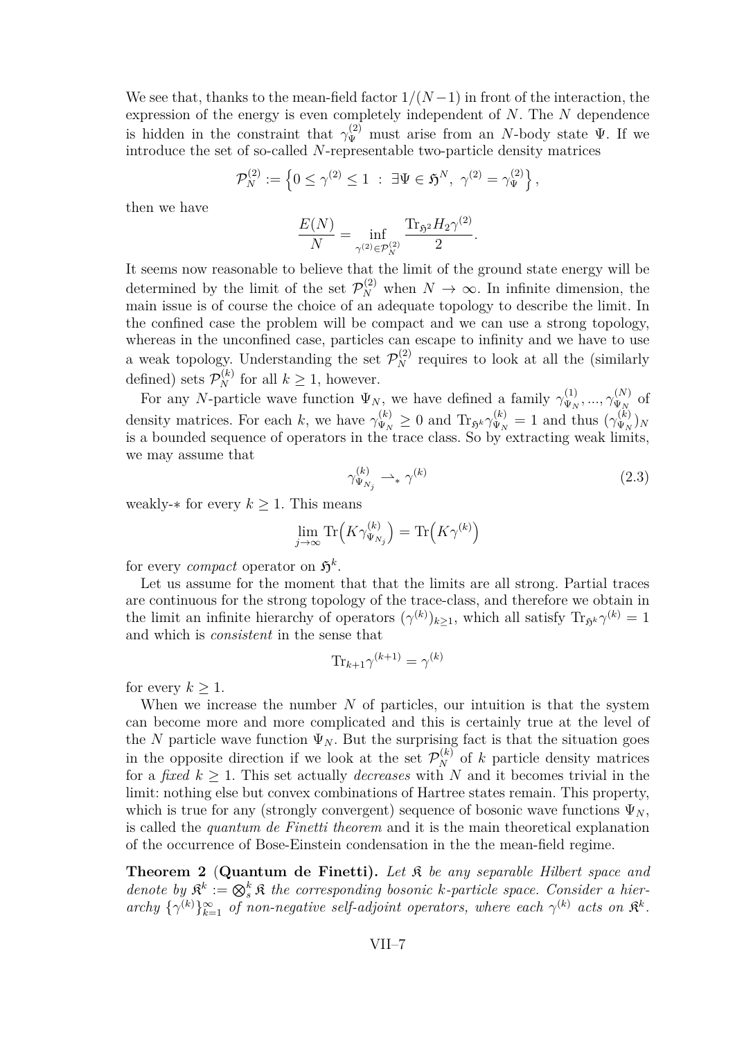We see that, thanks to the mean-field factor $1/(N-1)$ in front of the interaction, the expression of the energy is even completely independent of $N$. The $N$ dependence is hidden in the constraint that $\gamma^{(2)}_\Psi$ must arise from an $N$-body state $\Psi$. If we introduce the set of so-called $N$-representable two-particle density matrices

$$\mathcal{P}^{(2)}_N := \left\{ 0 \le \gamma^{(2)} \le 1 \ : \ \exists \Psi \in \mathfrak{H}^N,\ \gamma^{(2)} = \gamma^{(2)}_\Psi \right\},$$

then we have

$$\frac{E(N)}{N} = \inf_{\gamma^{(2)} \in \mathcal{P}^{(2)}_N} \frac{\mathrm{Tr}_{\mathfrak{H}^2} H_2 \gamma^{(2)}}{2}.$$

It seems now reasonable to believe that the limit of the ground state energy will be determined by the limit of the set $\mathcal{P}^{(2)}_N$ when $N \to \infty$. In infinite dimension, the main issue is of course the choice of an adequate topology to describe the limit. In the confined case the problem will be compact and we can use a strong topology, whereas in the unconfined case, particles can escape to infinity and we have to use a weak topology. Understanding the set $\mathcal{P}^{(2)}_N$ requires to look at all the (similarly defined) sets $\mathcal{P}^{(k)}_N$ for all $k \ge 1$, however.

For any $N$-particle wave function $\Psi_N$, we have defined a family $\gamma^{(1)}_{\Psi_N}, ..., \gamma^{(N)}_{\Psi_N}$ of density matrices. For each $k$, we have $\gamma^{(k)}_{\Psi_N} \ge 0$ and $\mathrm{Tr}_{\mathfrak{H}^k} \gamma^{(k)}_{\Psi_N} = 1$ and thus $(\gamma^{(k)}_{\Psi_N})_N$ is a bounded sequence of operators in the trace class. So by extracting weak limits, we may assume that

$$\gamma^{(k)}_{\Psi_{N_j}} \rightharpoonup_* \gamma^{(k)} \tag{2.3}$$

weakly-$*$ for every $k \ge 1$. This means

$$\lim_{j\to\infty} \mathrm{Tr}\Big(K \gamma^{(k)}_{\Psi_{N_j}}\Big) = \mathrm{Tr}\Big(K\gamma^{(k)}\Big)$$

for every *compact* operator on $\mathfrak{H}^k$.

Let us assume for the moment that that the limits are all strong. Partial traces are continuous for the strong topology of the trace-class, and therefore we obtain in the limit an infinite hierarchy of operators $(\gamma^{(k)})_{k\ge1}$, which all satisfy $\mathrm{Tr}_{\mathfrak{H}^k}\gamma^{(k)} = 1$ and which is *consistent* in the sense that

$$\mathrm{Tr}_{k+1}\gamma^{(k+1)} = \gamma^{(k)}$$

for every $k \ge 1$.

When we increase the number $N$ of particles, our intuition is that the system can become more and more complicated and this is certainly true at the level of the $N$ particle wave function $\Psi_N$. But the surprising fact is that the situation goes in the opposite direction if we look at the set $\mathcal{P}^{(k)}_N$ of $k$ particle density matrices for a *fixed* $k \ge 1$. This set actually *decreases* with $N$ and it becomes trivial in the limit: nothing else but convex combinations of Hartree states remain. This property, which is true for any (strongly convergent) sequence of bosonic wave functions $\Psi_N$, is called the *quantum de Finetti theorem* and it is the main theoretical explanation of the occurrence of Bose-Einstein condensation in the the mean-field regime.

**Theorem 2 (Quantum de Finetti).** *Let $\mathfrak{K}$ be any separable Hilbert space and denote by $\mathfrak{K}^k := \bigotimes_s^k \mathfrak{K}$ the corresponding bosonic $k$-particle space. Consider a hierarchy $\{\gamma^{(k)}\}_{k=1}^\infty$ of non-negative self-adjoint operators, where each $\gamma^{(k)}$ acts on $\mathfrak{K}^k$.*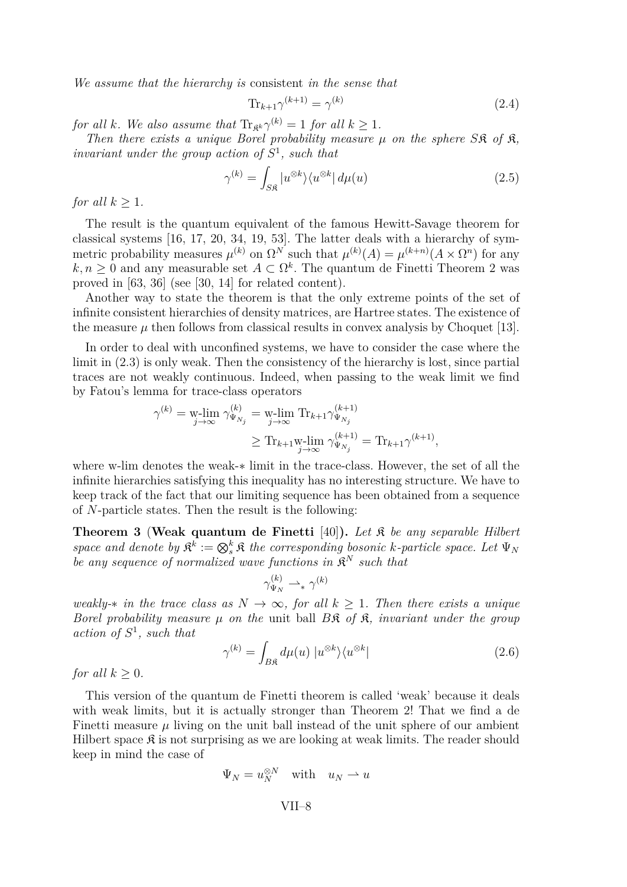*We assume that the hierarchy is* consistent *in the sense that*

$$\mathrm{Tr}_{k+1}\gamma^{(k+1)} = \gamma^{(k)} \tag{2.4}$$

*for all $k$. We also assume that $\mathrm{Tr}_{\mathfrak{K}^k}\gamma^{(k)} = 1$ for all $k \geq 1$.*

*Then there exists a unique Borel probability measure $\mu$ on the sphere $S\mathfrak{K}$ of $\mathfrak{K}$, invariant under the group action of $S^1$, such that*

$$\gamma^{(k)} = \int_{S\mathfrak{K}} |u^{\otimes k}\rangle\langle u^{\otimes k}|\, d\mu(u) \tag{2.5}$$

*for all $k \geq 1$.*

The result is the quantum equivalent of the famous Hewitt-Savage theorem for classical systems [16, 17, 20, 34, 19, 53]. The latter deals with a hierarchy of symmetric probability measures $\mu^{(k)}$ on $\Omega^N$ such that $\mu^{(k)}(A) = \mu^{(k+n)}(A \times \Omega^n)$ for any $k, n \geq 0$ and any measurable set $A \subset \Omega^k$. The quantum de Finetti Theorem 2 was proved in [63, 36] (see [30, 14] for related content).

Another way to state the theorem is that the only extreme points of the set of infinite consistent hierarchies of density matrices, are Hartree states. The existence of the measure $\mu$ then follows from classical results in convex analysis by Choquet [13].

In order to deal with unconfined systems, we have to consider the case where the limit in (2.3) is only weak. Then the consistency of the hierarchy is lost, since partial traces are not weakly continuous. Indeed, when passing to the weak limit we find by Fatou's lemma for trace-class operators

$$\begin{aligned}\gamma^{(k)} = \operatorname*{w-lim}_{j\to\infty} \gamma^{(k)}_{\Psi_{N_j}} &= \operatorname*{w-lim}_{j\to\infty} \mathrm{Tr}_{k+1}\gamma^{(k+1)}_{\Psi_{N_j}} \\ &\geq \mathrm{Tr}_{k+1}\operatorname*{w-lim}_{j\to\infty} \gamma^{(k+1)}_{\Psi_{N_j}} = \mathrm{Tr}_{k+1}\gamma^{(k+1)},\end{aligned}$$

where w-lim denotes the weak-$*$ limit in the trace-class. However, the set of all the infinite hierarchies satisfying this inequality has no interesting structure. We have to keep track of the fact that our limiting sequence has been obtained from a sequence of $N$-particle states. Then the result is the following:

**Theorem 3** (**Weak quantum de Finetti** [40])**.** *Let $\mathfrak{K}$ be any separable Hilbert space and denote by $\mathfrak{K}^k := \bigotimes_s^k \mathfrak{K}$ the corresponding bosonic $k$-particle space. Let $\Psi_N$ be any sequence of normalized wave functions in $\mathfrak{K}^N$ such that*

$$\gamma^{(k)}_{\Psi_N} \rightharpoonup_* \gamma^{(k)}$$

*weakly-$*$ in the trace class as $N \to \infty$, for all $k \geq 1$. Then there exists a unique Borel probability measure $\mu$ on the* unit ball $B\mathfrak{K}$ *of $\mathfrak{K}$, invariant under the group action of $S^1$, such that*

$$\gamma^{(k)} = \int_{B\mathfrak{K}} d\mu(u)\, |u^{\otimes k}\rangle\langle u^{\otimes k}| \tag{2.6}$$

*for all $k \geq 0$.*

This version of the quantum de Finetti theorem is called 'weak' because it deals with weak limits, but it is actually stronger than Theorem 2! That we find a de Finetti measure $\mu$ living on the unit ball instead of the unit sphere of our ambient Hilbert space $\mathfrak{K}$ is not surprising as we are looking at weak limits. The reader should keep in mind the case of

$$\Psi_N = u_N^{\otimes N} \quad \text{with} \quad u_N \rightharpoonup u$$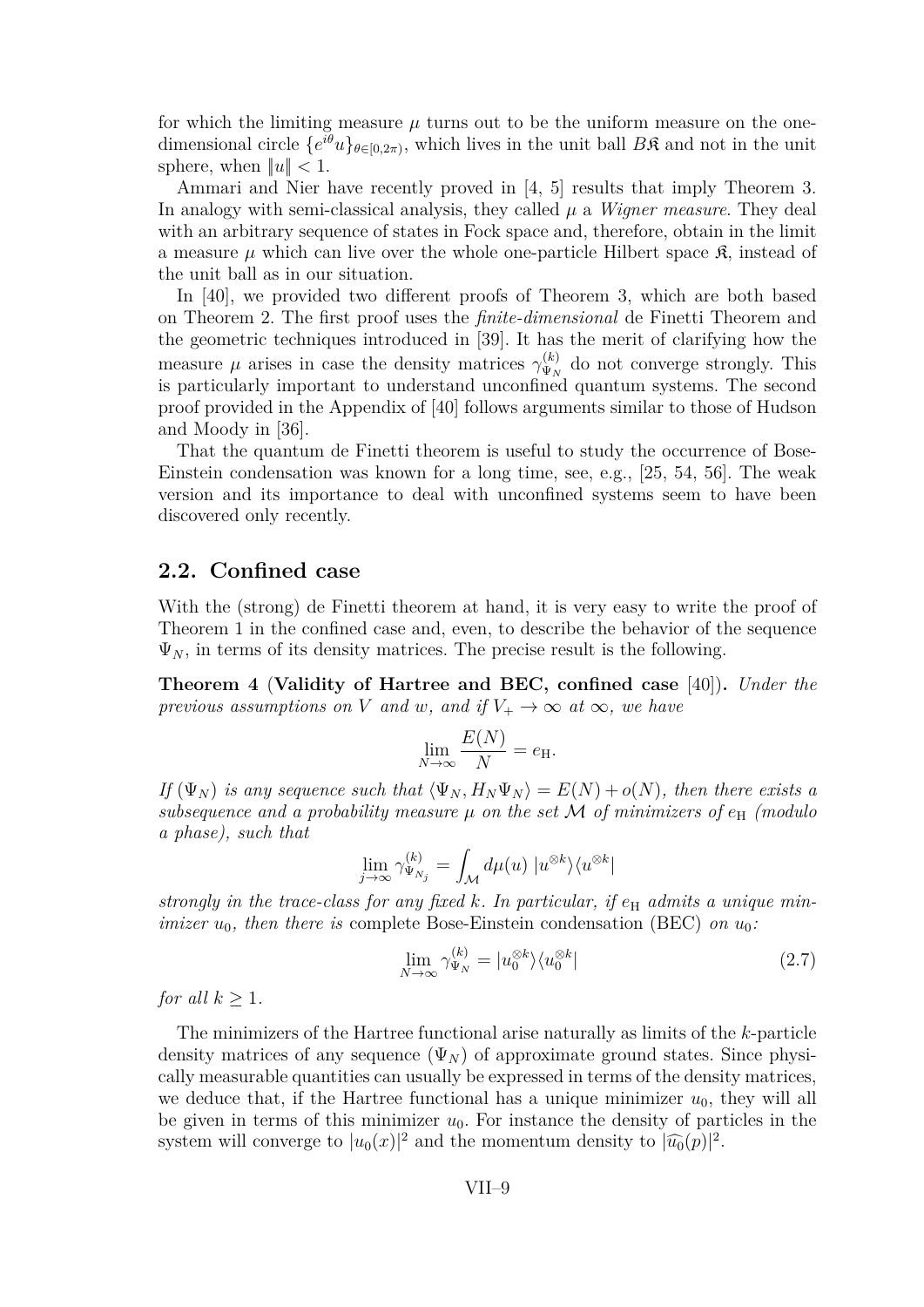for which the limiting measure $\mu$ turns out to be the uniform measure on the one-dimensional circle $\{e^{i\theta}u\}_{\theta\in[0,2\pi)}$, which lives in the unit ball $B\mathfrak{K}$ and not in the unit sphere, when $\|u\| < 1$.

Ammari and Nier have recently proved in [4, 5] results that imply Theorem 3. In analogy with semi-classical analysis, they called $\mu$ a *Wigner measure*. They deal with an arbitrary sequence of states in Fock space and, therefore, obtain in the limit a measure $\mu$ which can live over the whole one-particle Hilbert space $\mathfrak{K}$, instead of the unit ball as in our situation.

In [40], we provided two different proofs of Theorem 3, which are both based on Theorem 2. The first proof uses the *finite-dimensional* de Finetti Theorem and the geometric techniques introduced in [39]. It has the merit of clarifying how the measure $\mu$ arises in case the density matrices $\gamma^{(k)}_{\Psi_N}$ do not converge strongly. This is particularly important to understand unconfined quantum systems. The second proof provided in the Appendix of [40] follows arguments similar to those of Hudson and Moody in [36].

That the quantum de Finetti theorem is useful to study the occurrence of Bose-Einstein condensation was known for a long time, see, e.g., [25, 54, 56]. The weak version and its importance to deal with unconfined systems seem to have been discovered only recently.

## 2.2. Confined case

With the (strong) de Finetti theorem at hand, it is very easy to write the proof of Theorem 1 in the confined case and, even, to describe the behavior of the sequence $\Psi_N$, in terms of its density matrices. The precise result is the following.

**Theorem 4** (**Validity of Hartree and BEC, confined case** [40])**.** *Under the previous assumptions on $V$ and $w$, and if $V_+ \to \infty$ at $\infty$, we have*

$$\lim_{N\to\infty} \frac{E(N)}{N} = e_{\rm H}.$$

*If $(\Psi_N)$ is any sequence such that $\langle \Psi_N, H_N \Psi_N\rangle = E(N) + o(N)$, then there exists a subsequence and a probability measure $\mu$ on the set $\mathcal{M}$ of minimizers of $e_{\rm H}$ (modulo a phase), such that*

$$\lim_{j\to\infty} \gamma^{(k)}_{\Psi_{N_j}} = \int_{\mathcal{M}} d\mu(u)\, |u^{\otimes k}\rangle\langle u^{\otimes k}|$$

*strongly in the trace-class for any fixed $k$. In particular, if $e_{\rm H}$ admits a unique minimizer $u_0$, then there is* complete Bose-Einstein condensation (BEC) *on $u_0$:*

$$\lim_{N\to\infty} \gamma^{(k)}_{\Psi_N} = |u_0^{\otimes k}\rangle\langle u_0^{\otimes k}| \tag{2.7}$$

*for all $k \geq 1$.*

The minimizers of the Hartree functional arise naturally as limits of the $k$-particle density matrices of any sequence $(\Psi_N)$ of approximate ground states. Since physically measurable quantities can usually be expressed in terms of the density matrices, we deduce that, if the Hartree functional has a unique minimizer $u_0$, they will all be given in terms of this minimizer $u_0$. For instance the density of particles in the system will converge to $|u_0(x)|^2$ and the momentum density to $|\widehat{u_0}(p)|^2$.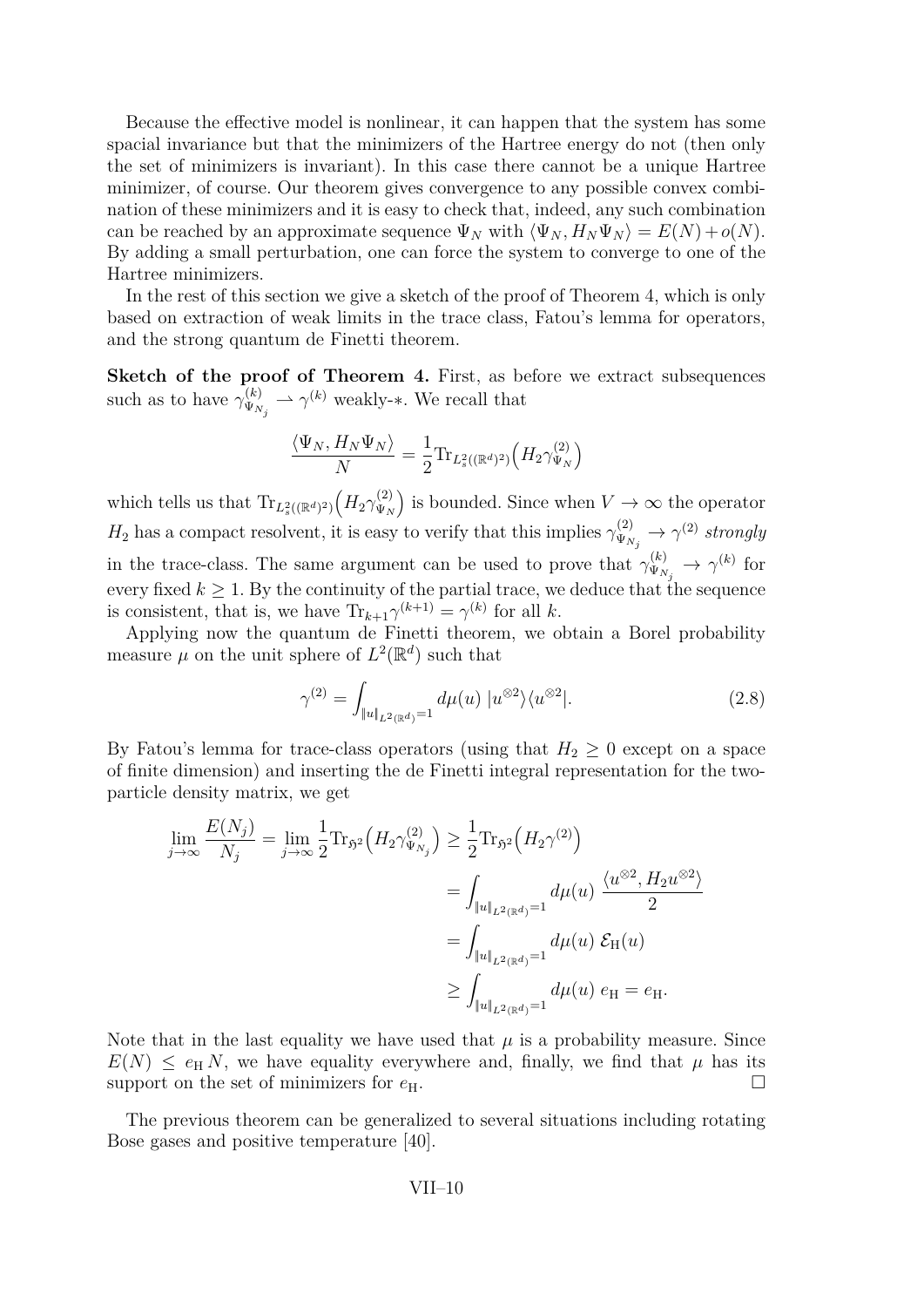Because the effective model is nonlinear, it can happen that the system has some spacial invariance but that the minimizers of the Hartree energy do not (then only the set of minimizers is invariant). In this case there cannot be a unique Hartree minimizer, of course. Our theorem gives convergence to any possible convex combination of these minimizers and it is easy to check that, indeed, any such combination can be reached by an approximate sequence $\Psi_N$ with $\langle \Psi_N, H_N \Psi_N\rangle = E(N) + o(N)$. By adding a small perturbation, one can force the system to converge to one of the Hartree minimizers.

In the rest of this section we give a sketch of the proof of Theorem 4, which is only based on extraction of weak limits in the trace class, Fatou's lemma for operators, and the strong quantum de Finetti theorem.

**Sketch of the proof of Theorem 4.** First, as before we extract subsequences such as to have $\gamma^{(k)}_{\Psi_{N_j}} \rightharpoonup \gamma^{(k)}$ weakly-∗. We recall that

$$\frac{\langle \Psi_N, H_N \Psi_N\rangle}{N} = \frac{1}{2}\mathrm{Tr}_{L^2_s((\mathbb{R}^d)^2)}\Big(H_2\gamma^{(2)}_{\Psi_N}\Big)$$

which tells us that $\mathrm{Tr}_{L^2_s((\mathbb{R}^d)^2)}\Big(H_2\gamma^{(2)}_{\Psi_N}\Big)$ is bounded. Since when $V \to \infty$ the operator $H_2$ has a compact resolvent, it is easy to verify that this implies $\gamma^{(2)}_{\Psi_{N_j}} \to \gamma^{(2)}$ *strongly* in the trace-class. The same argument can be used to prove that $\gamma^{(k)}_{\Psi_{N_j}} \to \gamma^{(k)}$ for every fixed $k \geq 1$. By the continuity of the partial trace, we deduce that the sequence is consistent, that is, we have $\mathrm{Tr}_{k+1}\gamma^{(k+1)} = \gamma^{(k)}$ for all $k$.

Applying now the quantum de Finetti theorem, we obtain a Borel probability measure $\mu$ on the unit sphere of $L^2(\mathbb{R}^d)$ such that

$$\gamma^{(2)} = \int_{\|u\|_{L^2(\mathbb{R}^d)}=1} d\mu(u)\; |u^{\otimes 2}\rangle\langle u^{\otimes 2}|. \tag{2.8}$$

By Fatou's lemma for trace-class operators (using that $H_2 \geq 0$ except on a space of finite dimension) and inserting the de Finetti integral representation for the two-particle density matrix, we get

$$\begin{aligned}
\lim_{j\to\infty}\frac{E(N_j)}{N_j} = \lim_{j\to\infty}\frac{1}{2}\mathrm{Tr}_{\mathfrak{H}^2}\Big(H_2\gamma^{(2)}_{\Psi_{N_j}}\Big) &\geq \frac{1}{2}\mathrm{Tr}_{\mathfrak{H}^2}\Big(H_2\gamma^{(2)}\Big)\\
&= \int_{\|u\|_{L^2(\mathbb{R}^d)}=1} d\mu(u)\;\frac{\langle u^{\otimes 2}, H_2 u^{\otimes 2}\rangle}{2}\\
&= \int_{\|u\|_{L^2(\mathbb{R}^d)}=1} d\mu(u)\;\mathcal{E}_{\mathrm{H}}(u)\\
&\geq \int_{\|u\|_{L^2(\mathbb{R}^d)}=1} d\mu(u)\; e_{\mathrm{H}} = e_{\mathrm{H}}.
\end{aligned}$$

Note that in the last equality we have used that $\mu$ is a probability measure. Since $E(N) \leq e_{\mathrm{H}}\, N$, we have equality everywhere and, finally, we find that $\mu$ has its support on the set of minimizers for $e_{\mathrm{H}}$. □

The previous theorem can be generalized to several situations including rotating Bose gases and positive temperature [40].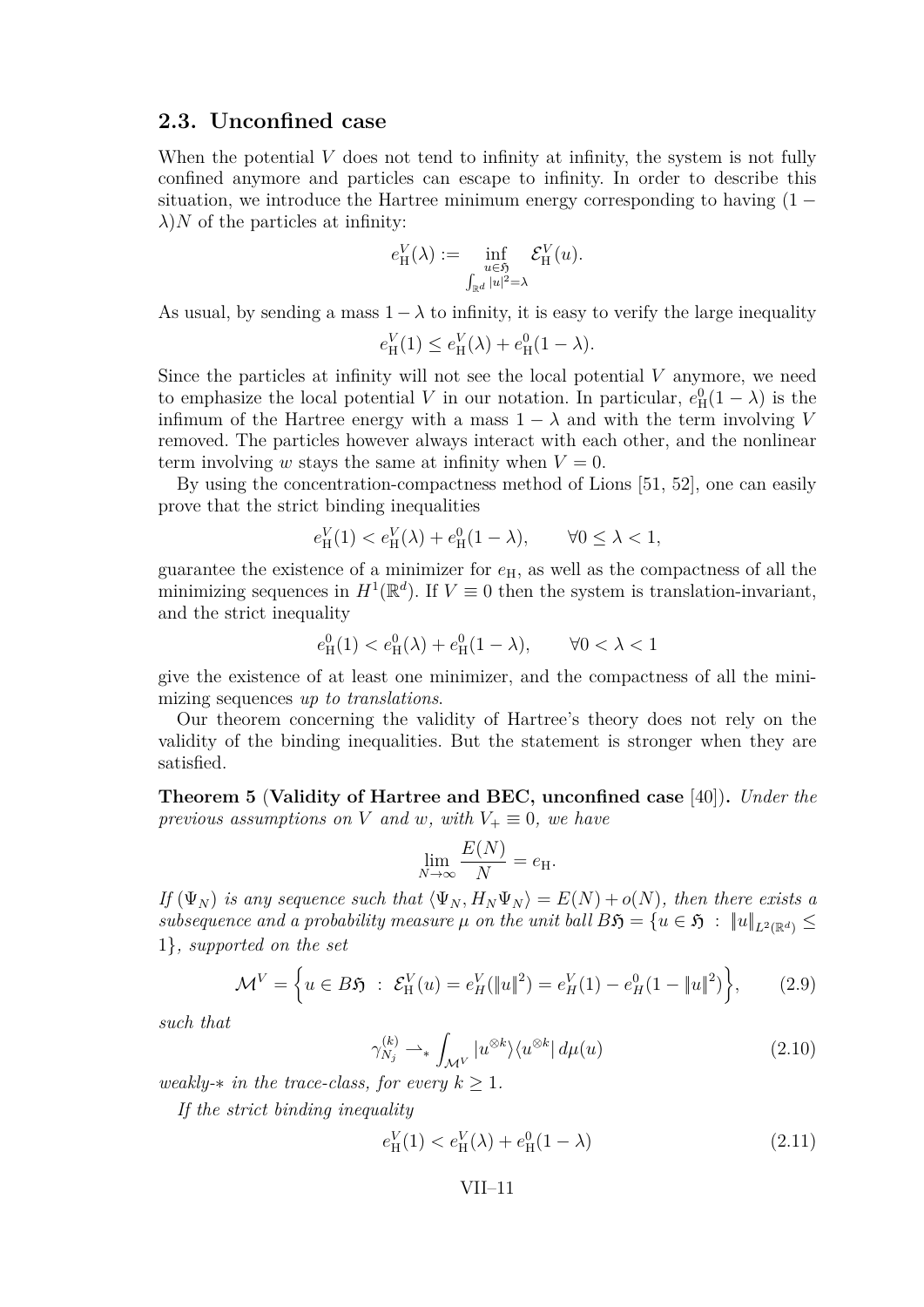### 2.3. Unconfined case

When the potential $V$ does not tend to infinity at infinity, the system is not fully confined anymore and particles can escape to infinity. In order to describe this situation, we introduce the Hartree minimum energy corresponding to having $(1-\lambda)N$ of the particles at infinity:

$$e_{\rm H}^V(\lambda) := \inf_{\substack{u\in\mathfrak{H}\\ \int_{\mathbb{R}^d}|u|^2=\lambda}} \mathcal{E}_{\rm H}^V(u).$$

As usual, by sending a mass $1-\lambda$ to infinity, it is easy to verify the large inequality

$$e_{\rm H}^V(1) \leq e_{\rm H}^V(\lambda) + e_{\rm H}^0(1-\lambda).$$

Since the particles at infinity will not see the local potential $V$ anymore, we need to emphasize the local potential $V$ in our notation. In particular, $e_{\rm H}^0(1-\lambda)$ is the infimum of the Hartree energy with a mass $1-\lambda$ and with the term involving $V$ removed. The particles however always interact with each other, and the nonlinear term involving $w$ stays the same at infinity when $V=0$.

By using the concentration-compactness method of Lions [51, 52], one can easily prove that the strict binding inequalities

$$e_{\rm H}^V(1) < e_{\rm H}^V(\lambda) + e_{\rm H}^0(1-\lambda), \qquad \forall 0\leq\lambda<1,$$

guarantee the existence of a minimizer for $e_{\rm H}$, as well as the compactness of all the minimizing sequences in $H^1(\mathbb{R}^d)$. If $V\equiv 0$ then the system is translation-invariant, and the strict inequality

$$e_{\rm H}^0(1) < e_{\rm H}^0(\lambda) + e_{\rm H}^0(1-\lambda), \qquad \forall 0<\lambda<1$$

give the existence of at least one minimizer, and the compactness of all the minimizing sequences *up to translations*.

Our theorem concerning the validity of Hartree's theory does not rely on the validity of the binding inequalities. But the statement is stronger when they are satisfied.

**Theorem 5** (**Validity of Hartree and BEC, unconfined case** [40])**.** *Under the previous assumptions on $V$ and $w$, with $V_+\equiv 0$, we have*

$$\lim_{N\to\infty}\frac{E(N)}{N} = e_{\rm H}.$$

*If $(\Psi_N)$ is any sequence such that $\langle \Psi_N, H_N\Psi_N\rangle = E(N)+o(N)$, then there exists a subsequence and a probability measure $\mu$ on the unit ball $B\mathfrak{H}=\{u\in\mathfrak{H}\ :\ \|u\|_{L^2(\mathbb{R}^d)}\leq 1\}$, supported on the set*

$$\mathcal{M}^V = \Big\{ u\in B\mathfrak{H}\ :\ \mathcal{E}_{\rm H}^V(u) = e_H^V(\|u\|^2) = e_H^V(1) - e_H^0(1-\|u\|^2)\Big\}, \tag{2.9}$$

*such that*

$$\gamma_{N_j}^{(k)} \rightharpoonup_* \int_{\mathcal{M}^V} |u^{\otimes k}\rangle\langle u^{\otimes k}|\, d\mu(u) \tag{2.10}$$

*weakly-$*$ in the trace-class, for every $k\geq 1$.*

*If the strict binding inequality*

$$e_{\rm H}^V(1) < e_{\rm H}^V(\lambda) + e_{\rm H}^0(1-\lambda) \tag{2.11}$$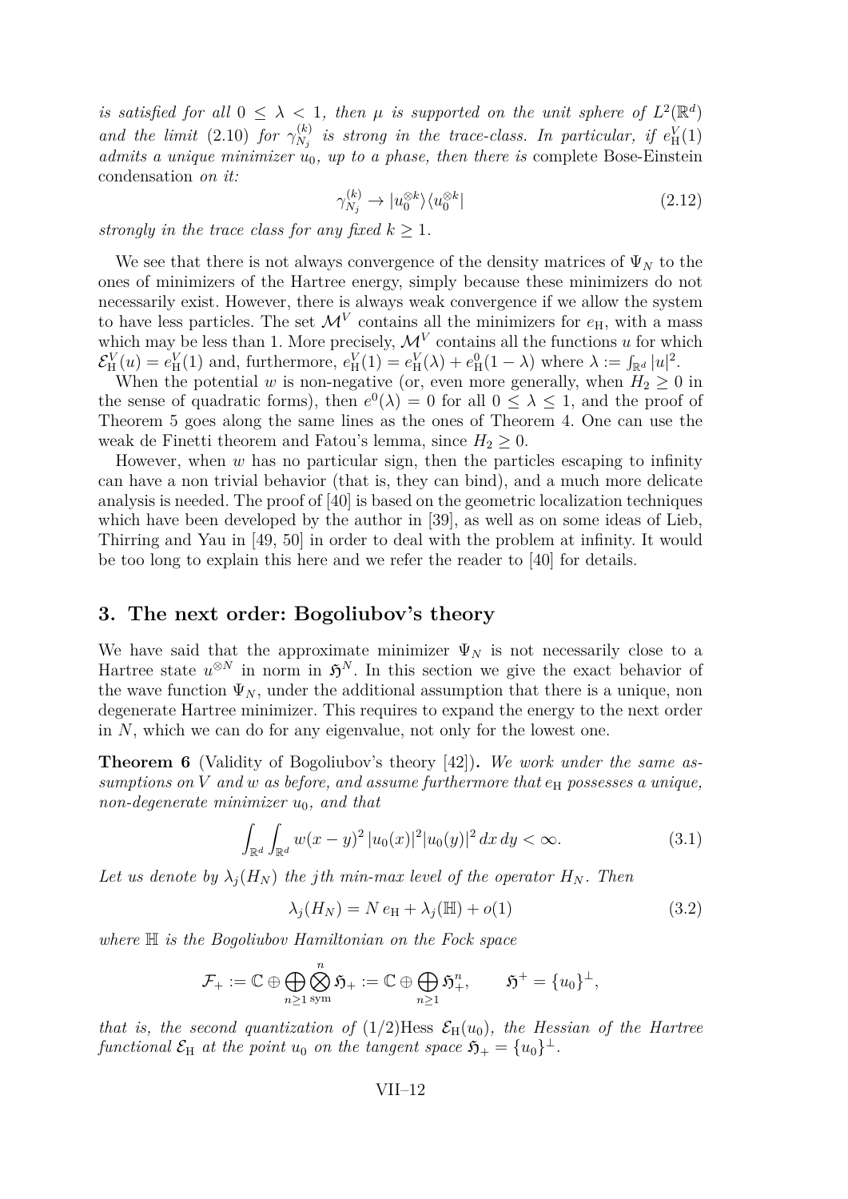*is satisfied for all $0 \leq \lambda < 1$, then $\mu$ is supported on the unit sphere of $L^2(\mathbb{R}^d)$ and the limit* (2.10) *for $\gamma_{N_j}^{(k)}$ is strong in the trace-class. In particular, if $e_{\rm H}^V(1)$ admits a unique minimizer $u_0$, up to a phase, then there is* complete Bose-Einstein condensation *on it:*

$$\gamma_{N_j}^{(k)} \to |u_0^{\otimes k}\rangle\langle u_0^{\otimes k}| \tag{2.12}$$

*strongly in the trace class for any fixed $k \geq 1$.*

We see that there is not always convergence of the density matrices of $\Psi_N$ to the ones of minimizers of the Hartree energy, simply because these minimizers do not necessarily exist. However, there is always weak convergence if we allow the system to have less particles. The set $\mathcal{M}^V$ contains all the minimizers for $e_{\rm H}$, with a mass which may be less than 1. More precisely, $\mathcal{M}^V$ contains all the functions $u$ for which $\mathcal{E}_{\rm H}^V(u) = e_{\rm H}^V(1)$ and, furthermore, $e_{\rm H}^V(1) = e_{\rm H}^V(\lambda) + e_{\rm H}^0(1-\lambda)$ where $\lambda := \int_{\mathbb{R}^d} |u|^2$.

When the potential $w$ is non-negative (or, even more generally, when $H_2 \geq 0$ in the sense of quadratic forms), then $e^0(\lambda) = 0$ for all $0 \leq \lambda \leq 1$, and the proof of Theorem 5 goes along the same lines as the ones of Theorem 4. One can use the weak de Finetti theorem and Fatou's lemma, since $H_2 \geq 0$.

However, when $w$ has no particular sign, then the particles escaping to infinity can have a non trivial behavior (that is, they can bind), and a much more delicate analysis is needed. The proof of [40] is based on the geometric localization techniques which have been developed by the author in [39], as well as on some ideas of Lieb, Thirring and Yau in [49, 50] in order to deal with the problem at infinity. It would be too long to explain this here and we refer the reader to [40] for details.

## 3. The next order: Bogoliubov's theory

We have said that the approximate minimizer $\Psi_N$ is not necessarily close to a Hartree state $u^{\otimes N}$ in norm in $\mathfrak{H}^N$. In this section we give the exact behavior of the wave function $\Psi_N$, under the additional assumption that there is a unique, non degenerate Hartree minimizer. This requires to expand the energy to the next order in $N$, which we can do for any eigenvalue, not only for the lowest one.

**Theorem 6** (Validity of Bogoliubov's theory [42])**.** *We work under the same assumptions on $V$ and $w$ as before, and assume furthermore that $e_{\rm H}$ possesses a unique, non-degenerate minimizer $u_0$, and that*

$$\int_{\mathbb{R}^d}\int_{\mathbb{R}^d} w(x-y)^2\,|u_0(x)|^2|u_0(y)|^2\,dx\,dy < \infty. \tag{3.1}$$

*Let us denote by $\lambda_j(H_N)$ the $j$th min-max level of the operator $H_N$. Then*

$$\lambda_j(H_N) = N\,e_{\rm H} + \lambda_j(\mathbb{H}) + o(1) \tag{3.2}$$

*where $\mathbb{H}$ is the Bogoliubov Hamiltonian on the Fock space*

$$\mathcal{F}_+ := \mathbb{C} \oplus \bigoplus_{n\geq 1}\bigotimes_{\rm sym}^n \mathfrak{H}_+ := \mathbb{C} \oplus \bigoplus_{n\geq 1}\mathfrak{H}_+^n, \qquad \mathfrak{H}^+ = \{u_0\}^\perp,$$

*that is, the second quantization of $(1/2)\mathrm{Hess}\ \mathcal{E}_{\rm H}(u_0)$, the Hessian of the Hartree functional $\mathcal{E}_{\rm H}$ at the point $u_0$ on the tangent space $\mathfrak{H}_+ = \{u_0\}^\perp$.*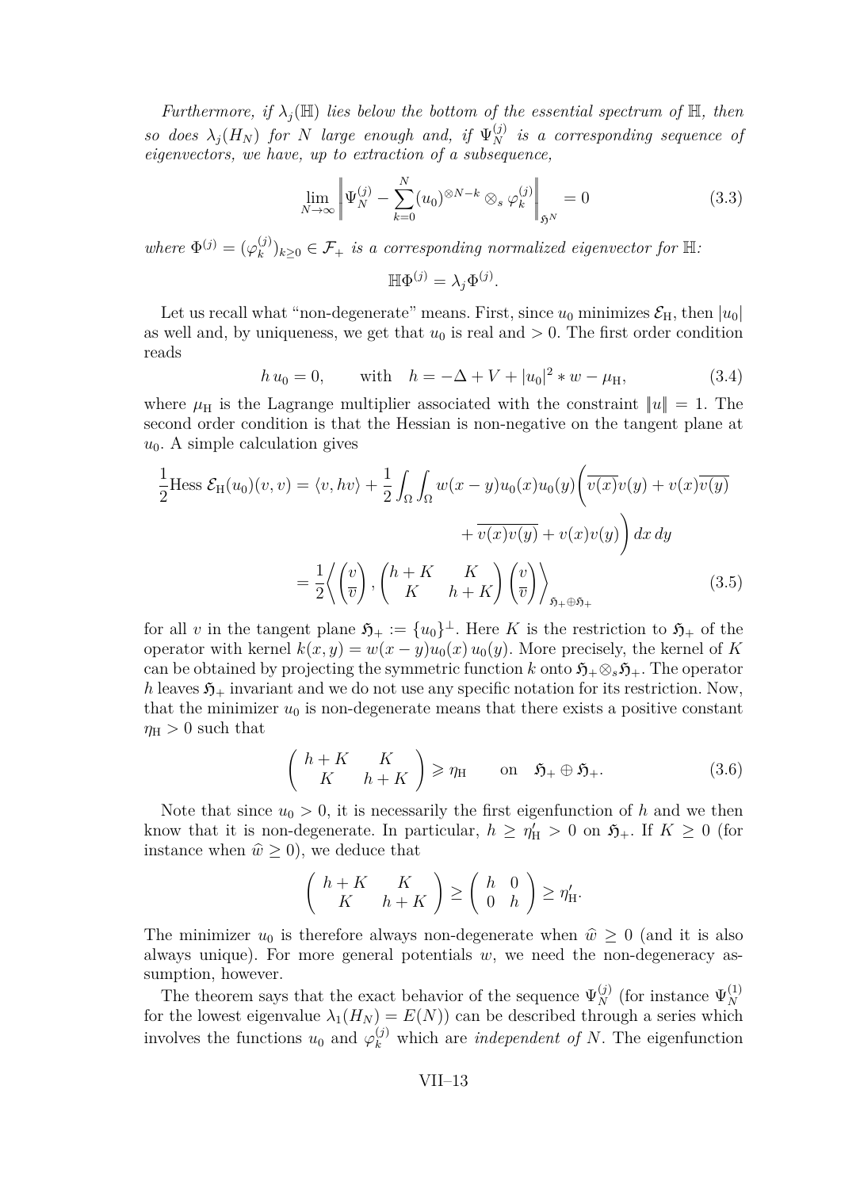*Furthermore, if $\lambda_j(\mathbb{H})$ lies below the bottom of the essential spectrum of $\mathbb{H}$, then so does $\lambda_j(H_N)$ for $N$ large enough and, if $\Psi_N^{(j)}$ is a corresponding sequence of eigenvectors, we have, up to extraction of a subsequence,*

$$\lim_{N\to\infty} \left\| \Psi_N^{(j)} - \sum_{k=0}^{N} (u_0)^{\otimes N-k} \otimes_s \varphi_k^{(j)} \right\|_{\mathfrak{H}^N} = 0 \tag{3.3}$$

*where $\Phi^{(j)} = (\varphi_k^{(j)})_{k\geq 0} \in \mathcal{F}_+$ is a corresponding normalized eigenvector for $\mathbb{H}$:*

$$\mathbb{H}\Phi^{(j)} = \lambda_j \Phi^{(j)}.$$

Let us recall what "non-degenerate" means. First, since $u_0$ minimizes $\mathcal{E}_{\rm H}$, then $|u_0|$ as well and, by uniqueness, we get that $u_0$ is real and $> 0$. The first order condition reads

$$h\, u_0 = 0, \qquad \text{with} \quad h = -\Delta + V + |u_0|^2 * w - \mu_{\rm H}, \tag{3.4}$$

where $\mu_{\rm H}$ is the Lagrange multiplier associated with the constraint $\|u\| = 1$. The second order condition is that the Hessian is non-negative on the tangent plane at $u_0$. A simple calculation gives

$$\begin{aligned}
\frac{1}{2}\text{Hess}\, \mathcal{E}_{\rm H}(u_0)(v,v) &= \langle v, hv\rangle + \frac{1}{2}\int_\Omega\int_\Omega w(x-y)u_0(x)u_0(y)\bigg(\overline{v(x)}v(y) + v(x)\overline{v(y)} \\
&\qquad\qquad + \overline{v(x)v(y)} + v(x)v(y)\bigg)\, dx\, dy \\
&= \frac{1}{2}\left\langle \begin{pmatrix} v \\ \overline{v} \end{pmatrix}, \begin{pmatrix} h+K & K \\ K & h+K \end{pmatrix}\begin{pmatrix} v \\ \overline{v}\end{pmatrix}\right\rangle_{\mathfrak{H}_+\oplus\mathfrak{H}_+}
\end{aligned} \tag{3.5}$$

for all $v$ in the tangent plane $\mathfrak{H}_+ := \{u_0\}^\perp$. Here $K$ is the restriction to $\mathfrak{H}_+$ of the operator with kernel $k(x,y) = w(x-y)u_0(x)\,u_0(y)$. More precisely, the kernel of $K$ can be obtained by projecting the symmetric function $k$ onto $\mathfrak{H}_+\otimes_s\mathfrak{H}_+$. The operator $h$ leaves $\mathfrak{H}_+$ invariant and we do not use any specific notation for its restriction. Now, that the minimizer $u_0$ is non-degenerate means that there exists a positive constant $\eta_{\rm H} > 0$ such that

$$\begin{pmatrix} h+K & K \\ K & h+K \end{pmatrix} \geqslant \eta_{\rm H} \qquad \text{on} \quad \mathfrak{H}_+\oplus\mathfrak{H}_+. \tag{3.6}$$

Note that since $u_0 > 0$, it is necessarily the first eigenfunction of $h$ and we then know that it is non-degenerate. In particular, $h \geq \eta'_{\rm H} > 0$ on $\mathfrak{H}_+$. If $K \geq 0$ (for instance when $\widehat{w} \geq 0$), we deduce that

$$\begin{pmatrix} h+K & K \\ K & h+K \end{pmatrix} \geq \begin{pmatrix} h & 0 \\ 0 & h \end{pmatrix} \geq \eta'_{\rm H}.$$

The minimizer $u_0$ is therefore always non-degenerate when $\widehat{w} \geq 0$ (and it is also always unique). For more general potentials $w$, we need the non-degeneracy assumption, however.

The theorem says that the exact behavior of the sequence $\Psi_N^{(j)}$ (for instance $\Psi_N^{(1)}$ for the lowest eigenvalue $\lambda_1(H_N) = E(N)$) can be described through a series which involves the functions $u_0$ and $\varphi_k^{(j)}$ which are *independent of* $N$. The eigenfunction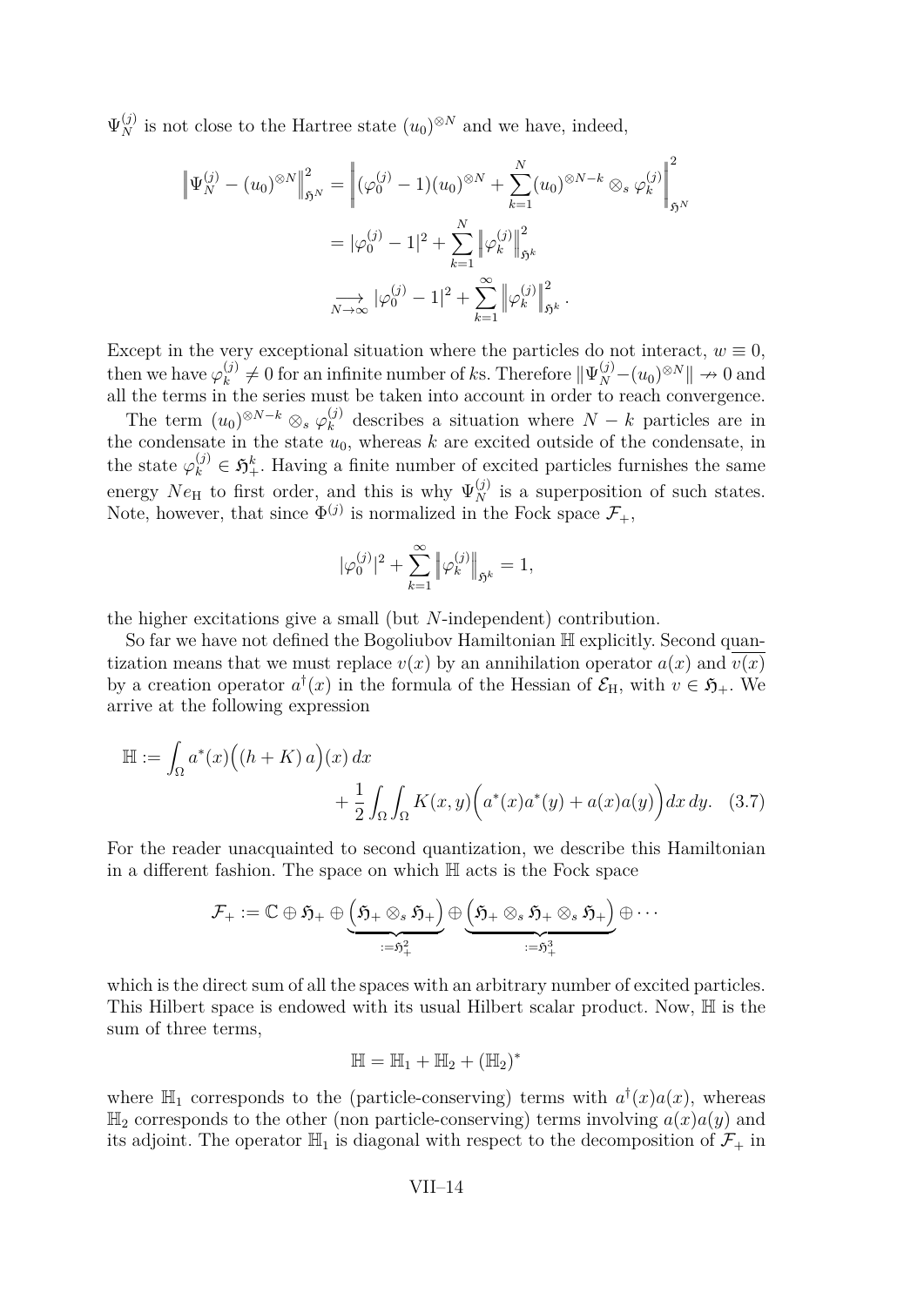$\Psi_N^{(j)}$ is not close to the Hartree state $(u_0)^{\otimes N}$ and we have, indeed,

$$\begin{aligned}
\left\|\Psi_N^{(j)} - (u_0)^{\otimes N}\right\|^2_{\mathfrak{H}^N} &= \left\|(\varphi_0^{(j)}-1)(u_0)^{\otimes N} + \sum_{k=1}^N (u_0)^{\otimes N-k}\otimes_s \varphi_k^{(j)}\right\|^2_{\mathfrak{H}^N} \\
&= |\varphi_0^{(j)}-1|^2 + \sum_{k=1}^N \left\|\varphi_k^{(j)}\right\|^2_{\mathfrak{H}^k} \\
&\underset{N\to\infty}{\longrightarrow} |\varphi_0^{(j)}-1|^2 + \sum_{k=1}^\infty \left\|\varphi_k^{(j)}\right\|^2_{\mathfrak{H}^k}.
\end{aligned}$$

Except in the very exceptional situation where the particles do not interact, $w\equiv 0$, then we have $\varphi_k^{(j)}\neq 0$ for an infinite number of $k$s. Therefore $\|\Psi_N^{(j)}-(u_0)^{\otimes N}\|\nrightarrow 0$ and all the terms in the series must be taken into account in order to reach convergence.

The term $(u_0)^{\otimes N-k}\otimes_s \varphi_k^{(j)}$ describes a situation where $N-k$ particles are in the condensate in the state $u_0$, whereas $k$ are excited outside of the condensate, in the state $\varphi_k^{(j)}\in\mathfrak{H}_+^k$. Having a finite number of excited particles furnishes the same energy $Ne_{\rm H}$ to first order, and this is why $\Psi_N^{(j)}$ is a superposition of such states. Note, however, that since $\Phi^{(j)}$ is normalized in the Fock space $\mathcal{F}_+$,

$$|\varphi_0^{(j)}|^2 + \sum_{k=1}^\infty \left\|\varphi_k^{(j)}\right\|_{\mathfrak{H}^k} = 1,$$

the higher excitations give a small (but $N$-independent) contribution.

So far we have not defined the Bogoliubov Hamiltonian $\mathbb{H}$ explicitly. Second quantization means that we must replace $v(x)$ by an annihilation operator $a(x)$ and $\overline{v(x)}$ by a creation operator $a^\dagger(x)$ in the formula of the Hessian of $\mathcal{E}_{\rm H}$, with $v\in\mathfrak{H}_+$. We arrive at the following expression

$$\mathbb{H} := \int_\Omega a^*(x)\Big((h+K)\,a\Big)(x)\,dx + \frac{1}{2}\int_\Omega\int_\Omega K(x,y)\Big(a^*(x)a^*(y)+a(x)a(y)\Big)dx\,dy. \quad (3.7)$$

For the reader unacquainted to second quantization, we describe this Hamiltonian in a different fashion. The space on which $\mathbb{H}$ acts is the Fock space

$$\mathcal{F}_+ := \mathbb{C}\oplus\mathfrak{H}_+\oplus\underbrace{\Big(\mathfrak{H}_+\otimes_s\mathfrak{H}_+\Big)}_{:=\mathfrak{H}_+^2}\oplus\underbrace{\Big(\mathfrak{H}_+\otimes_s\mathfrak{H}_+\otimes_s\mathfrak{H}_+\Big)}_{:=\mathfrak{H}_+^3}\oplus\cdots$$

which is the direct sum of all the spaces with an arbitrary number of excited particles. This Hilbert space is endowed with its usual Hilbert scalar product. Now, $\mathbb{H}$ is the sum of three terms,

$$\mathbb{H} = \mathbb{H}_1 + \mathbb{H}_2 + (\mathbb{H}_2)^*$$

where $\mathbb{H}_1$ corresponds to the (particle-conserving) terms with $a^\dagger(x)a(x)$, whereas $\mathbb{H}_2$ corresponds to the other (non particle-conserving) terms involving $a(x)a(y)$ and its adjoint. The operator $\mathbb{H}_1$ is diagonal with respect to the decomposition of $\mathcal{F}_+$ in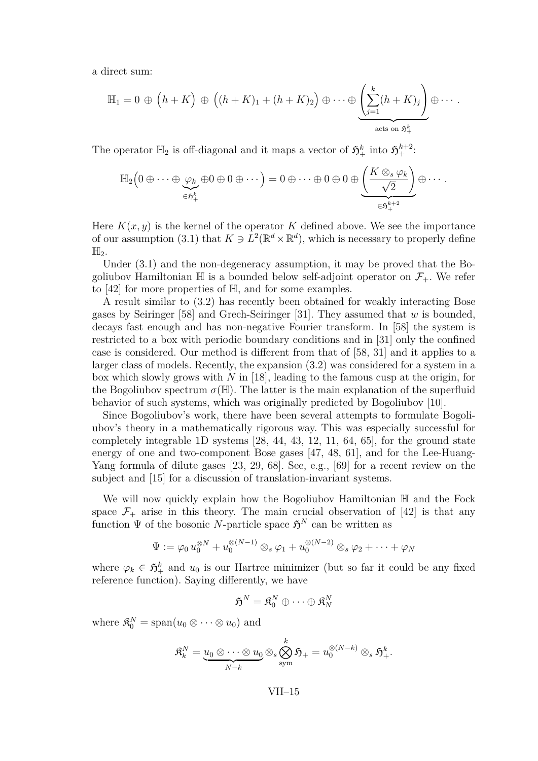a direct sum:

$$\mathbb{H}_1 = 0 \,\oplus\, \Big(h+K\Big) \,\oplus\, \Big((h+K)_1 + (h+K)_2\Big) \oplus \cdots \oplus \underbrace{\left(\sum_{j=1}^{k}(h+K)_j\right)}_{\text{acts on } \mathfrak{H}_+^k} \oplus \cdots.$$

The operator $\mathbb{H}_2$ is off-diagonal and it maps a vector of $\mathfrak{H}_+^k$ into $\mathfrak{H}_+^{k+2}$:

$$\mathbb{H}_2\Big(0 \oplus \cdots \oplus \underbrace{\varphi_k}_{\in \mathfrak{H}_+^k} \oplus 0 \oplus 0 \oplus \cdots\Big) = 0 \oplus \cdots \oplus 0 \oplus 0 \oplus \underbrace{\left(\frac{K \otimes_s \varphi_k}{\sqrt{2}}\right)}_{\in \mathfrak{H}_+^{k+2}} \oplus \cdots.$$

Here $K(x,y)$ is the kernel of the operator $K$ defined above. We see the importance of our assumption (3.1) that $K \ni L^2(\mathbb{R}^d \times \mathbb{R}^d)$, which is necessary to properly define $\mathbb{H}_2$.

Under (3.1) and the non-degeneracy assumption, it may be proved that the Bogoliubov Hamiltonian $\mathbb{H}$ is a bounded below self-adjoint operator on $\mathcal{F}_+$. We refer to [42] for more properties of $\mathbb{H}$, and for some examples.

A result similar to (3.2) has recently been obtained for weakly interacting Bose gases by Seiringer [58] and Grech-Seiringer [31]. They assumed that $w$ is bounded, decays fast enough and has non-negative Fourier transform. In [58] the system is restricted to a box with periodic boundary conditions and in [31] only the confined case is considered. Our method is different from that of [58, 31] and it applies to a larger class of models. Recently, the expansion (3.2) was considered for a system in a box which slowly grows with $N$ in [18], leading to the famous cusp at the origin, for the Bogoliubov spectrum $\sigma(\mathbb{H})$. The latter is the main explanation of the superfluid behavior of such systems, which was originally predicted by Bogoliubov [10].

Since Bogoliubov's work, there have been several attempts to formulate Bogoliubov's theory in a mathematically rigorous way. This was especially successful for completely integrable 1D systems [28, 44, 43, 12, 11, 64, 65], for the ground state energy of one and two-component Bose gases [47, 48, 61], and for the Lee-Huang-Yang formula of dilute gases [23, 29, 68]. See, e.g., [69] for a recent review on the subject and [15] for a discussion of translation-invariant systems.

We will now quickly explain how the Bogoliubov Hamiltonian $\mathbb{H}$ and the Fock space $\mathcal{F}_+$ arise in this theory. The main crucial observation of [42] is that any function $\Psi$ of the bosonic $N$-particle space $\mathfrak{H}^N$ can be written as

$$\Psi := \varphi_0\, u_0^{\otimes N} + u_0^{\otimes(N-1)} \otimes_s \varphi_1 + u_0^{\otimes(N-2)} \otimes_s \varphi_2 + \cdots + \varphi_N$$

where $\varphi_k \in \mathfrak{H}_+^k$ and $u_0$ is our Hartree minimizer (but so far it could be any fixed reference function). Saying differently, we have

$$\mathfrak{H}^N = \mathfrak{K}_0^N \oplus \cdots \oplus \mathfrak{K}_N^N$$

where $\mathfrak{K}_0^N = \operatorname{span}(u_0 \otimes \cdots \otimes u_0)$ and

$$\mathfrak{K}_k^N = \underbrace{u_0 \otimes \cdots \otimes u_0}_{N-k} \otimes_s \bigotimes_{\text{sym}}^{k} \mathfrak{H}_+ = u_0^{\otimes(N-k)} \otimes_s \mathfrak{H}_+^k.$$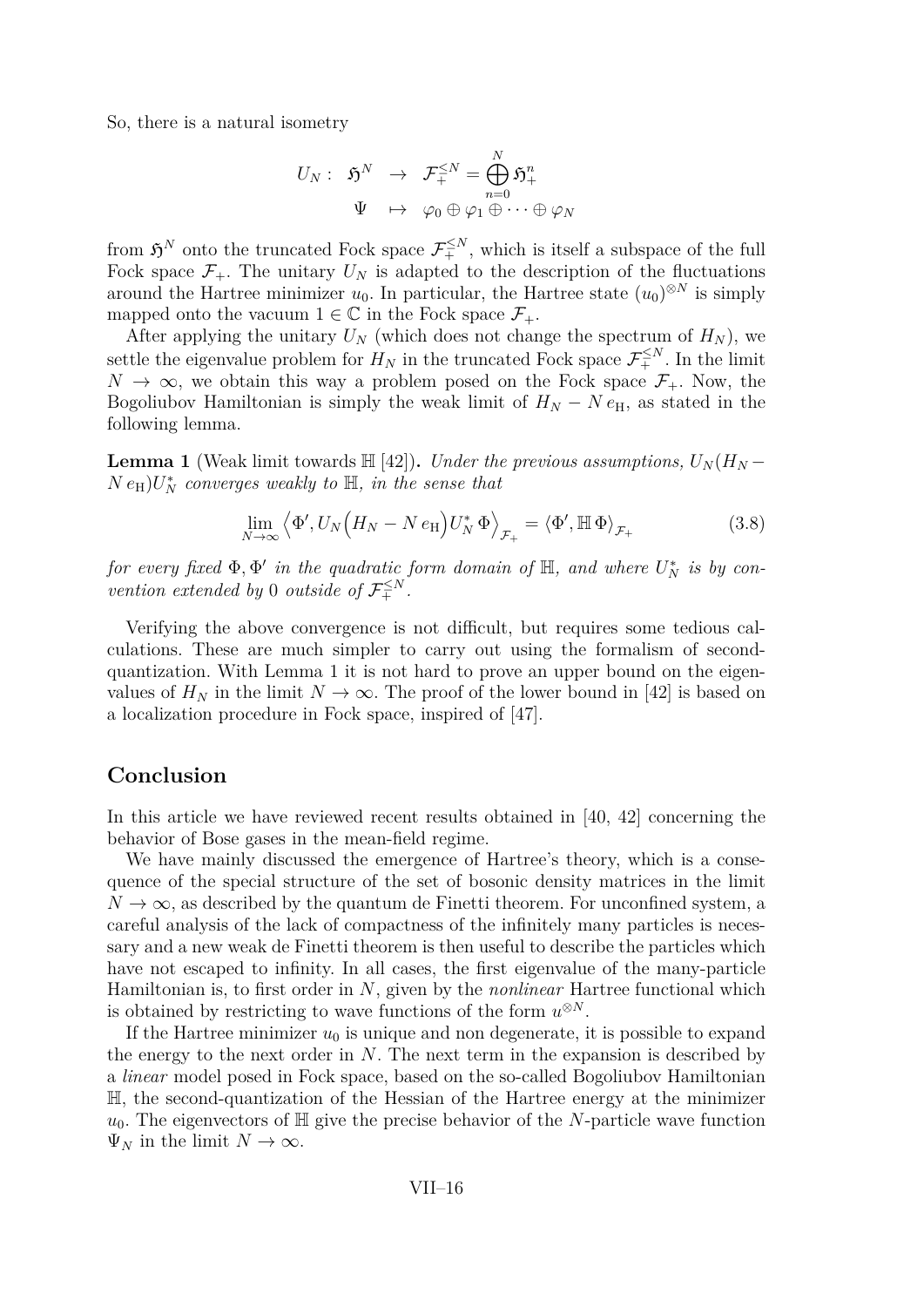So, there is a natural isometry

$$\begin{array}{rccl} U_N: & \mathfrak{H}^N & \to & \mathcal{F}_+^{\leq N} = \bigoplus_{n=0}^{N} \mathfrak{H}_+^n \\ & \Psi & \mapsto & \varphi_0 \oplus \varphi_1 \oplus \cdots \oplus \varphi_N \end{array}$$

from $\mathfrak{H}^N$ onto the truncated Fock space $\mathcal{F}_+^{\leq N}$, which is itself a subspace of the full Fock space $\mathcal{F}_+$. The unitary $U_N$ is adapted to the description of the fluctuations around the Hartree minimizer $u_0$. In particular, the Hartree state $(u_0)^{\otimes N}$ is simply mapped onto the vacuum $1 \in \mathbb{C}$ in the Fock space $\mathcal{F}_+$.

After applying the unitary $U_N$ (which does not change the spectrum of $H_N$), we settle the eigenvalue problem for $H_N$ in the truncated Fock space $\mathcal{F}_+^{\leq N}$. In the limit $N \to \infty$, we obtain this way a problem posed on the Fock space $\mathcal{F}_+$. Now, the Bogoliubov Hamiltonian is simply the weak limit of $H_N - N\, e_{\rm H}$, as stated in the following lemma.

**Lemma 1** (Weak limit towards $\mathbb{H}$ [42])**.** *Under the previous assumptions, $U_N(H_N - N\, e_{\rm H})U_N^*$ converges weakly to $\mathbb{H}$, in the sense that*

$$\lim_{N\to\infty} \left\langle \Phi', U_N\Big(H_N - N\, e_{\rm H}\Big)U_N^*\, \Phi\right\rangle_{\mathcal{F}_+} = \left\langle \Phi', \mathbb{H}\, \Phi\right\rangle_{\mathcal{F}_+} \tag{3.8}$$

*for every fixed $\Phi, \Phi'$ in the quadratic form domain of $\mathbb{H}$, and where $U_N^*$ is by convention extended by $0$ outside of $\mathcal{F}_+^{\leq N}$.*

Verifying the above convergence is not difficult, but requires some tedious calculations. These are much simpler to carry out using the formalism of second-quantization. With Lemma 1 it is not hard to prove an upper bound on the eigenvalues of $H_N$ in the limit $N \to \infty$. The proof of the lower bound in [42] is based on a localization procedure in Fock space, inspired of [47].

## Conclusion

In this article we have reviewed recent results obtained in [40, 42] concerning the behavior of Bose gases in the mean-field regime.

We have mainly discussed the emergence of Hartree's theory, which is a consequence of the special structure of the set of bosonic density matrices in the limit $N \to \infty$, as described by the quantum de Finetti theorem. For unconfined system, a careful analysis of the lack of compactness of the infinitely many particles is necessary and a new weak de Finetti theorem is then useful to describe the particles which have not escaped to infinity. In all cases, the first eigenvalue of the many-particle Hamiltonian is, to first order in $N$, given by the *nonlinear* Hartree functional which is obtained by restricting to wave functions of the form $u^{\otimes N}$.

If the Hartree minimizer $u_0$ is unique and non degenerate, it is possible to expand the energy to the next order in $N$. The next term in the expansion is described by a *linear* model posed in Fock space, based on the so-called Bogoliubov Hamiltonian $\mathbb{H}$, the second-quantization of the Hessian of the Hartree energy at the minimizer $u_0$. The eigenvectors of $\mathbb{H}$ give the precise behavior of the $N$-particle wave function $\Psi_N$ in the limit $N \to \infty$.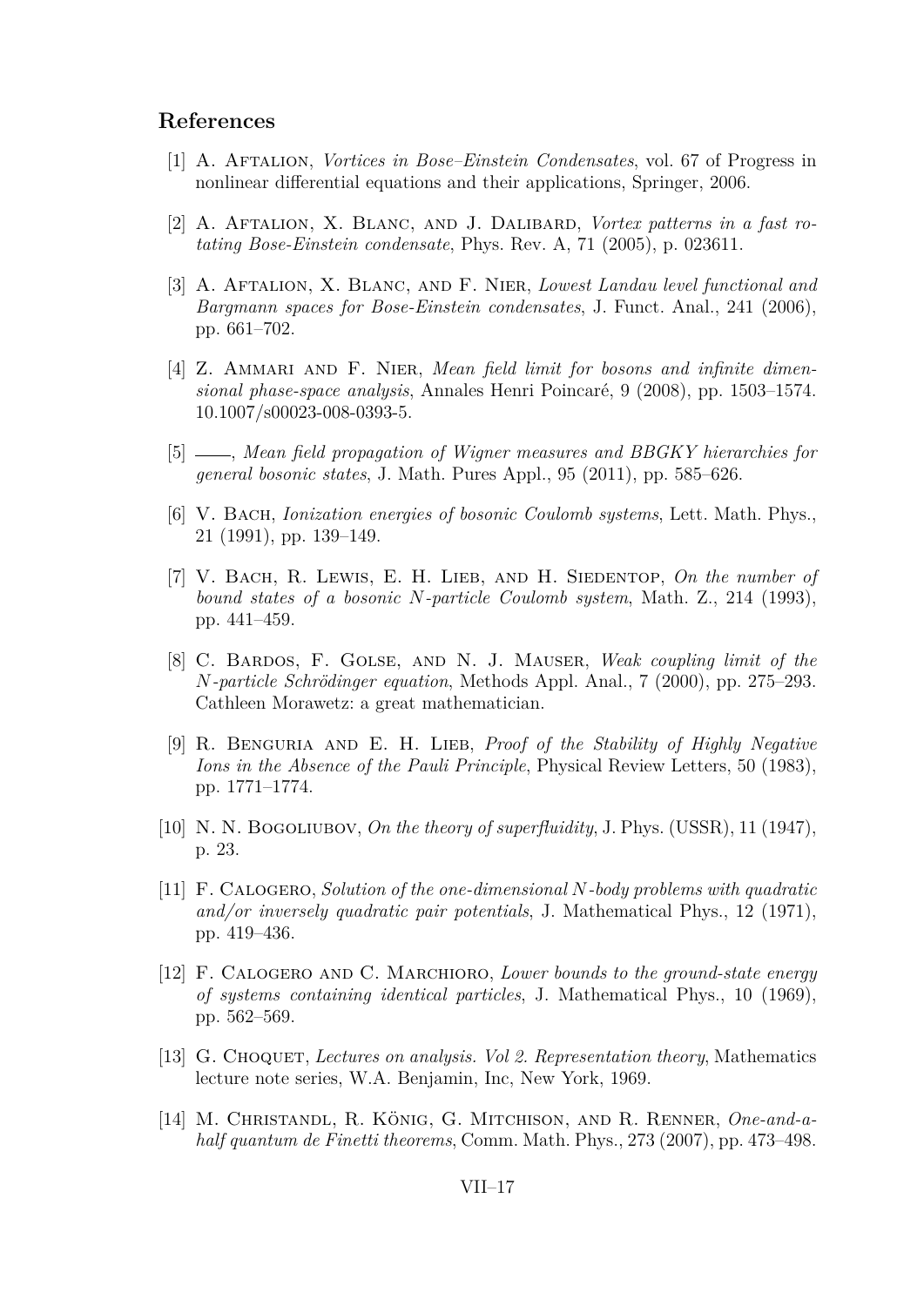## References

[1] A. Aftalion, *Vortices in Bose–Einstein Condensates*, vol. 67 of Progress in nonlinear differential equations and their applications, Springer, 2006.

[2] A. Aftalion, X. Blanc, and J. Dalibard, *Vortex patterns in a fast rotating Bose-Einstein condensate*, Phys. Rev. A, 71 (2005), p. 023611.

[3] A. Aftalion, X. Blanc, and F. Nier, *Lowest Landau level functional and Bargmann spaces for Bose-Einstein condensates*, J. Funct. Anal., 241 (2006), pp. 661–702.

[4] Z. Ammari and F. Nier, *Mean field limit for bosons and infinite dimensional phase-space analysis*, Annales Henri Poincaré, 9 (2008), pp. 1503–1574. 10.1007/s00023-008-0393-5.

[5] ——, *Mean field propagation of Wigner measures and BBGKY hierarchies for general bosonic states*, J. Math. Pures Appl., 95 (2011), pp. 585–626.

[6] V. Bach, *Ionization energies of bosonic Coulomb systems*, Lett. Math. Phys., 21 (1991), pp. 139–149.

[7] V. Bach, R. Lewis, E. H. Lieb, and H. Siedentop, *On the number of bound states of a bosonic $N$-particle Coulomb system*, Math. Z., 214 (1993), pp. 441–459.

[8] C. Bardos, F. Golse, and N. J. Mauser, *Weak coupling limit of the $N$-particle Schrödinger equation*, Methods Appl. Anal., 7 (2000), pp. 275–293. Cathleen Morawetz: a great mathematician.

[9] R. Benguria and E. H. Lieb, *Proof of the Stability of Highly Negative Ions in the Absence of the Pauli Principle*, Physical Review Letters, 50 (1983), pp. 1771–1774.

[10] N. N. Bogoliubov, *On the theory of superfluidity*, J. Phys. (USSR), 11 (1947), p. 23.

[11] F. Calogero, *Solution of the one-dimensional $N$-body problems with quadratic and/or inversely quadratic pair potentials*, J. Mathematical Phys., 12 (1971), pp. 419–436.

[12] F. Calogero and C. Marchioro, *Lower bounds to the ground-state energy of systems containing identical particles*, J. Mathematical Phys., 10 (1969), pp. 562–569.

[13] G. Choquet, *Lectures on analysis. Vol 2. Representation theory*, Mathematics lecture note series, W.A. Benjamin, Inc, New York, 1969.

[14] M. Christandl, R. König, G. Mitchison, and R. Renner, *One-and-a-half quantum de Finetti theorems*, Comm. Math. Phys., 273 (2007), pp. 473–498.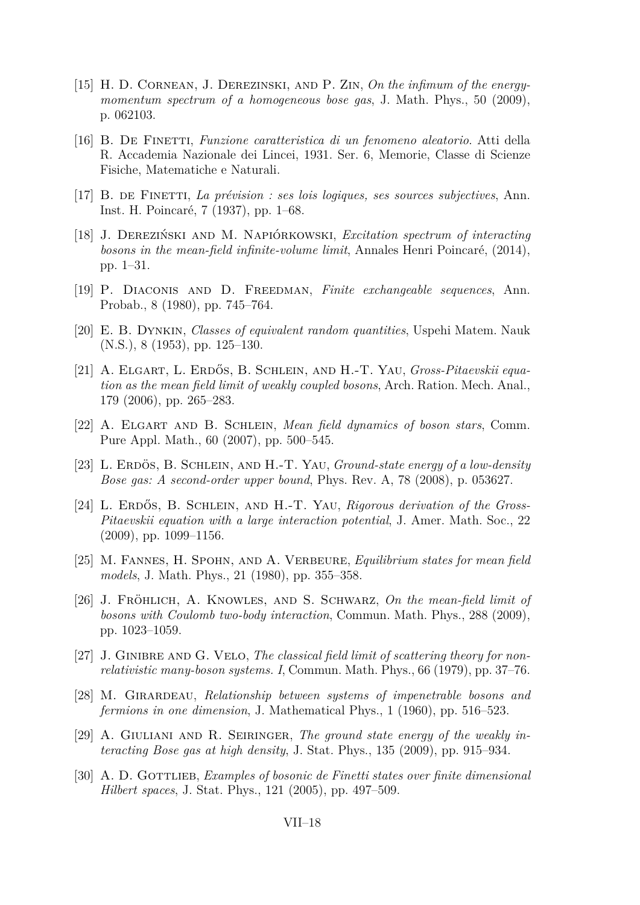[15] H. D. Cornean, J. Derezinski, and P. Zin, *On the infimum of the energy-momentum spectrum of a homogeneous bose gas*, J. Math. Phys., 50 (2009), p. 062103.

[16] B. De Finetti, *Funzione caratteristica di un fenomeno aleatorio*. Atti della R. Accademia Nazionale dei Lincei, 1931. Ser. 6, Memorie, Classe di Scienze Fisiche, Matematiche e Naturali.

[17] B. de Finetti, *La prévision : ses lois logiques, ses sources subjectives*, Ann. Inst. H. Poincaré, 7 (1937), pp. 1–68.

[18] J. Dereziński and M. Napiórkowski, *Excitation spectrum of interacting bosons in the mean-field infinite-volume limit*, Annales Henri Poincaré, (2014), pp. 1–31.

[19] P. Diaconis and D. Freedman, *Finite exchangeable sequences*, Ann. Probab., 8 (1980), pp. 745–764.

[20] E. B. Dynkin, *Classes of equivalent random quantities*, Uspehi Matem. Nauk (N.S.), 8 (1953), pp. 125–130.

[21] A. Elgart, L. Erdős, B. Schlein, and H.-T. Yau, *Gross-Pitaevskii equation as the mean field limit of weakly coupled bosons*, Arch. Ration. Mech. Anal., 179 (2006), pp. 265–283.

[22] A. Elgart and B. Schlein, *Mean field dynamics of boson stars*, Comm. Pure Appl. Math., 60 (2007), pp. 500–545.

[23] L. Erdös, B. Schlein, and H.-T. Yau, *Ground-state energy of a low-density Bose gas: A second-order upper bound*, Phys. Rev. A, 78 (2008), p. 053627.

[24] L. Erdős, B. Schlein, and H.-T. Yau, *Rigorous derivation of the Gross-Pitaevskii equation with a large interaction potential*, J. Amer. Math. Soc., 22 (2009), pp. 1099–1156.

[25] M. Fannes, H. Spohn, and A. Verbeure, *Equilibrium states for mean field models*, J. Math. Phys., 21 (1980), pp. 355–358.

[26] J. Fröhlich, A. Knowles, and S. Schwarz, *On the mean-field limit of bosons with Coulomb two-body interaction*, Commun. Math. Phys., 288 (2009), pp. 1023–1059.

[27] J. Ginibre and G. Velo, *The classical field limit of scattering theory for non-relativistic many-boson systems. I*, Commun. Math. Phys., 66 (1979), pp. 37–76.

[28] M. Girardeau, *Relationship between systems of impenetrable bosons and fermions in one dimension*, J. Mathematical Phys., 1 (1960), pp. 516–523.

[29] A. Giuliani and R. Seiringer, *The ground state energy of the weakly interacting Bose gas at high density*, J. Stat. Phys., 135 (2009), pp. 915–934.

[30] A. D. Gottlieb, *Examples of bosonic de Finetti states over finite dimensional Hilbert spaces*, J. Stat. Phys., 121 (2005), pp. 497–509.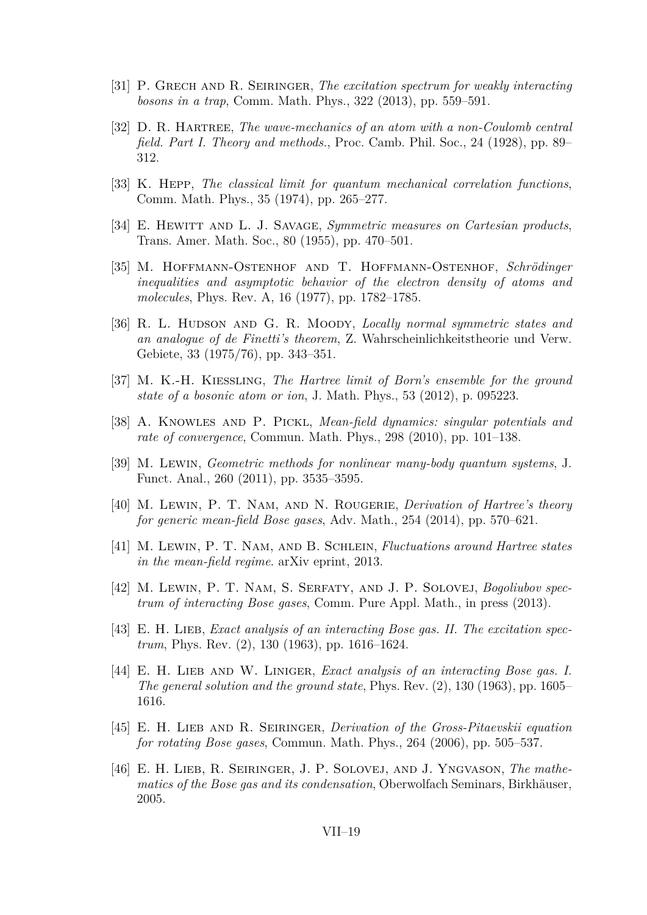[31] P. Grech and R. Seiringer, *The excitation spectrum for weakly interacting bosons in a trap*, Comm. Math. Phys., 322 (2013), pp. 559–591.

[32] D. R. Hartree, *The wave-mechanics of an atom with a non-Coulomb central field. Part I. Theory and methods.*, Proc. Camb. Phil. Soc., 24 (1928), pp. 89–312.

[33] K. Hepp, *The classical limit for quantum mechanical correlation functions*, Comm. Math. Phys., 35 (1974), pp. 265–277.

[34] E. Hewitt and L. J. Savage, *Symmetric measures on Cartesian products*, Trans. Amer. Math. Soc., 80 (1955), pp. 470–501.

[35] M. Hoffmann-Ostenhof and T. Hoffmann-Ostenhof, *Schrödinger inequalities and asymptotic behavior of the electron density of atoms and molecules*, Phys. Rev. A, 16 (1977), pp. 1782–1785.

[36] R. L. Hudson and G. R. Moody, *Locally normal symmetric states and an analogue of de Finetti's theorem*, Z. Wahrscheinlichkeitstheorie und Verw. Gebiete, 33 (1975/76), pp. 343–351.

[37] M. K.-H. Kiessling, *The Hartree limit of Born's ensemble for the ground state of a bosonic atom or ion*, J. Math. Phys., 53 (2012), p. 095223.

[38] A. Knowles and P. Pickl, *Mean-field dynamics: singular potentials and rate of convergence*, Commun. Math. Phys., 298 (2010), pp. 101–138.

[39] M. Lewin, *Geometric methods for nonlinear many-body quantum systems*, J. Funct. Anal., 260 (2011), pp. 3535–3595.

[40] M. Lewin, P. T. Nam, and N. Rougerie, *Derivation of Hartree's theory for generic mean-field Bose gases*, Adv. Math., 254 (2014), pp. 570–621.

[41] M. Lewin, P. T. Nam, and B. Schlein, *Fluctuations around Hartree states in the mean-field regime*. arXiv eprint, 2013.

[42] M. Lewin, P. T. Nam, S. Serfaty, and J. P. Solovej, *Bogoliubov spectrum of interacting Bose gases*, Comm. Pure Appl. Math., in press (2013).

[43] E. H. Lieb, *Exact analysis of an interacting Bose gas. II. The excitation spectrum*, Phys. Rev. (2), 130 (1963), pp. 1616–1624.

[44] E. H. Lieb and W. Liniger, *Exact analysis of an interacting Bose gas. I. The general solution and the ground state*, Phys. Rev. (2), 130 (1963), pp. 1605–1616.

[45] E. H. Lieb and R. Seiringer, *Derivation of the Gross-Pitaevskii equation for rotating Bose gases*, Commun. Math. Phys., 264 (2006), pp. 505–537.

[46] E. H. Lieb, R. Seiringer, J. P. Solovej, and J. Yngvason, *The mathematics of the Bose gas and its condensation*, Oberwolfach Seminars, Birkhäuser, 2005.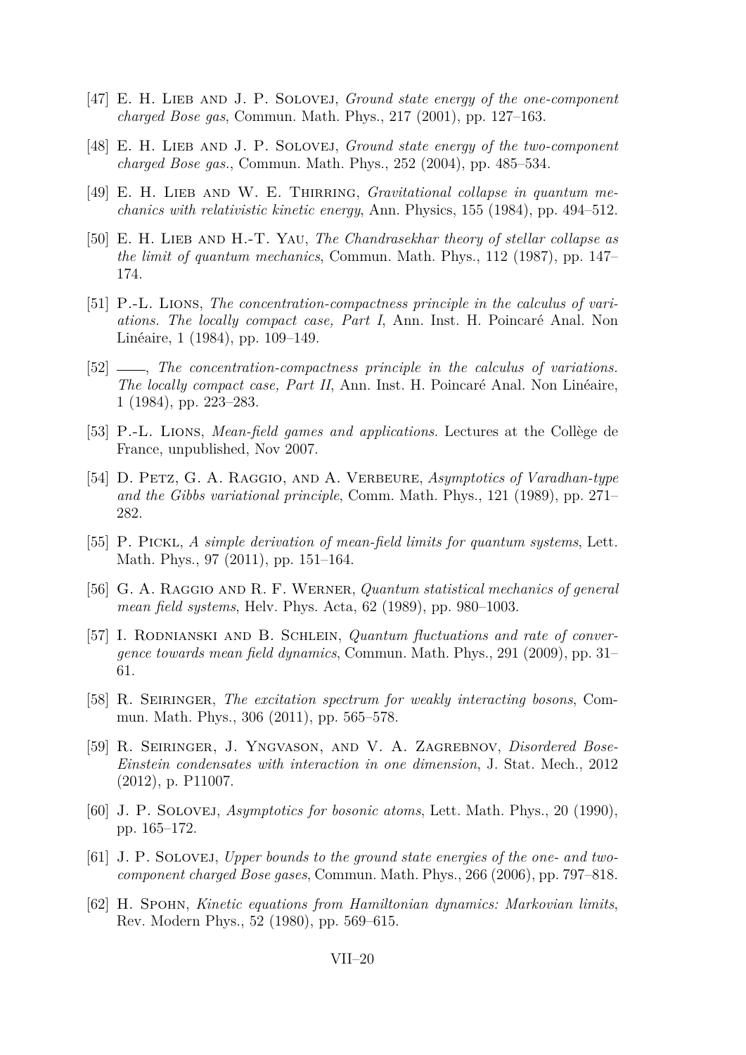[47] E. H. Lieb and J. P. Solovej, *Ground state energy of the one-component charged Bose gas*, Commun. Math. Phys., 217 (2001), pp. 127–163.

[48] E. H. Lieb and J. P. Solovej, *Ground state energy of the two-component charged Bose gas.*, Commun. Math. Phys., 252 (2004), pp. 485–534.

[49] E. H. Lieb and W. E. Thirring, *Gravitational collapse in quantum mechanics with relativistic kinetic energy*, Ann. Physics, 155 (1984), pp. 494–512.

[50] E. H. Lieb and H.-T. Yau, *The Chandrasekhar theory of stellar collapse as the limit of quantum mechanics*, Commun. Math. Phys., 112 (1987), pp. 147–174.

[51] P.-L. Lions, *The concentration-compactness principle in the calculus of variations. The locally compact case, Part I*, Ann. Inst. H. Poincaré Anal. Non Linéaire, 1 (1984), pp. 109–149.

[52] ——, *The concentration-compactness principle in the calculus of variations. The locally compact case, Part II*, Ann. Inst. H. Poincaré Anal. Non Linéaire, 1 (1984), pp. 223–283.

[53] P.-L. Lions, *Mean-field games and applications*. Lectures at the Collège de France, unpublished, Nov 2007.

[54] D. Petz, G. A. Raggio, and A. Verbeure, *Asymptotics of Varadhan-type and the Gibbs variational principle*, Comm. Math. Phys., 121 (1989), pp. 271–282.

[55] P. Pickl, *A simple derivation of mean-field limits for quantum systems*, Lett. Math. Phys., 97 (2011), pp. 151–164.

[56] G. A. Raggio and R. F. Werner, *Quantum statistical mechanics of general mean field systems*, Helv. Phys. Acta, 62 (1989), pp. 980–1003.

[57] I. Rodnianski and B. Schlein, *Quantum fluctuations and rate of convergence towards mean field dynamics*, Commun. Math. Phys., 291 (2009), pp. 31–61.

[58] R. Seiringer, *The excitation spectrum for weakly interacting bosons*, Commun. Math. Phys., 306 (2011), pp. 565–578.

[59] R. Seiringer, J. Yngvason, and V. A. Zagrebnov, *Disordered Bose-Einstein condensates with interaction in one dimension*, J. Stat. Mech., 2012 (2012), p. P11007.

[60] J. P. Solovej, *Asymptotics for bosonic atoms*, Lett. Math. Phys., 20 (1990), pp. 165–172.

[61] J. P. Solovej, *Upper bounds to the ground state energies of the one- and two-component charged Bose gases*, Commun. Math. Phys., 266 (2006), pp. 797–818.

[62] H. Spohn, *Kinetic equations from Hamiltonian dynamics: Markovian limits*, Rev. Modern Phys., 52 (1980), pp. 569–615.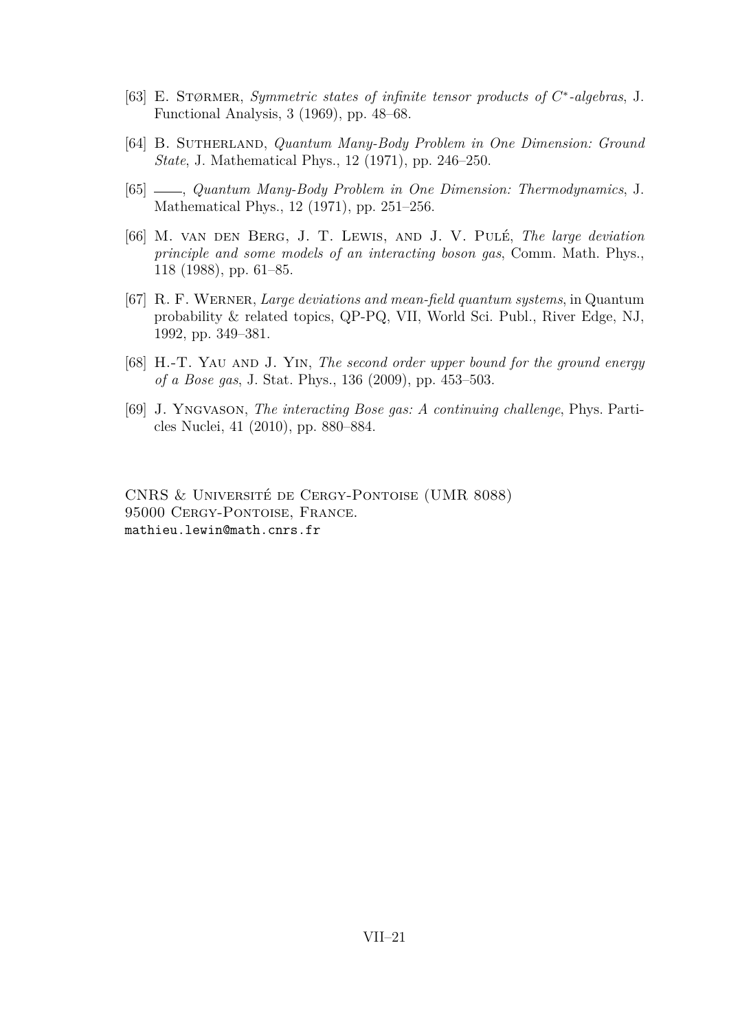[63] E. Størmer, *Symmetric states of infinite tensor products of $C^*$-algebras*, J. Functional Analysis, 3 (1969), pp. 48–68.

[64] B. Sutherland, *Quantum Many-Body Problem in One Dimension: Ground State*, J. Mathematical Phys., 12 (1971), pp. 246–250.

[65] ——, *Quantum Many-Body Problem in One Dimension: Thermodynamics*, J. Mathematical Phys., 12 (1971), pp. 251–256.

[66] M. van den Berg, J. T. Lewis, and J. V. Pulé, *The large deviation principle and some models of an interacting boson gas*, Comm. Math. Phys., 118 (1988), pp. 61–85.

[67] R. F. Werner, *Large deviations and mean-field quantum systems*, in Quantum probability & related topics, QP-PQ, VII, World Sci. Publ., River Edge, NJ, 1992, pp. 349–381.

[68] H.-T. Yau and J. Yin, *The second order upper bound for the ground energy of a Bose gas*, J. Stat. Phys., 136 (2009), pp. 453–503.

[69] J. Yngvason, *The interacting Bose gas: A continuing challenge*, Phys. Particles Nuclei, 41 (2010), pp. 880–884.

CNRS & Université de Cergy-Pontoise (UMR 8088)
95000 Cergy-Pontoise, France.
mathieu.lewin@math.cnrs.fr